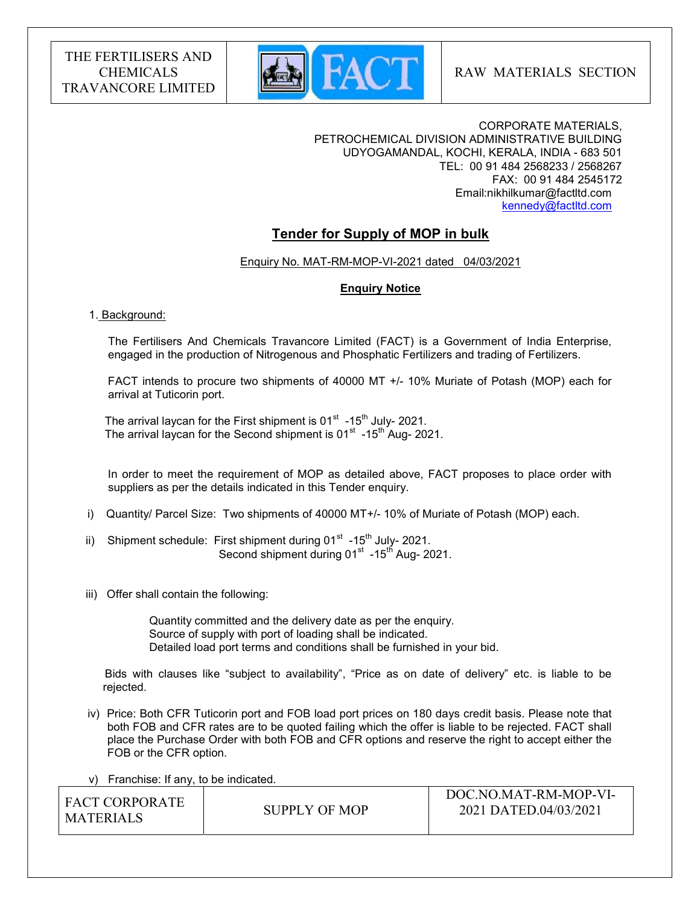| THE FERTILISERS AND CHEMICALS TRAVANCORE LIMITED | FACT | RAW MATERIALS SECTION |
|---|---|---|

CORPORATE MATERIALS,
PETROCHEMICAL DIVISION ADMINISTRATIVE BUILDING
UDYOGAMANDAL, KOCHI, KERALA, INDIA - 683 501
TEL: 00 91 484 2568233 / 2568267
FAX: 00 91 484 2545172
Email:nikhilkumar@factltd.com
kennedy@factltd.com

# Tender for Supply of MOP in bulk

Enquiry No. MAT-RM-MOP-VI-2021 dated 04/03/2021

## Enquiry Notice

1. Background:

The Fertilisers And Chemicals Travancore Limited (FACT) is a Government of India Enterprise, engaged in the production of Nitrogenous and Phosphatic Fertilizers and trading of Fertilizers.

FACT intends to procure two shipments of 40000 MT +/- 10% Muriate of Potash (MOP) each for arrival at Tuticorin port.

The arrival laycan for the First shipment is 01st -15th July- 2021.
The arrival laycan for the Second shipment is 01st -15th Aug- 2021.

In order to meet the requirement of MOP as detailed above, FACT proposes to place order with suppliers as per the details indicated in this Tender enquiry.

i) Quantity/ Parcel Size: Two shipments of 40000 MT+/- 10% of Muriate of Potash (MOP) each.

ii) Shipment schedule: First shipment during 01st -15th July- 2021.
Second shipment during 01st -15th Aug- 2021.

iii) Offer shall contain the following:

Quantity committed and the delivery date as per the enquiry.
Source of supply with port of loading shall be indicated.
Detailed load port terms and conditions shall be furnished in your bid.

Bids with clauses like "subject to availability", "Price as on date of delivery" etc. is liable to be rejected.

iv) Price: Both CFR Tuticorin port and FOB load port prices on 180 days credit basis. Please note that both FOB and CFR rates are to be quoted failing which the offer is liable to be rejected. FACT shall place the Purchase Order with both FOB and CFR options and reserve the right to accept either the FOB or the CFR option.

v) Franchise: If any, to be indicated.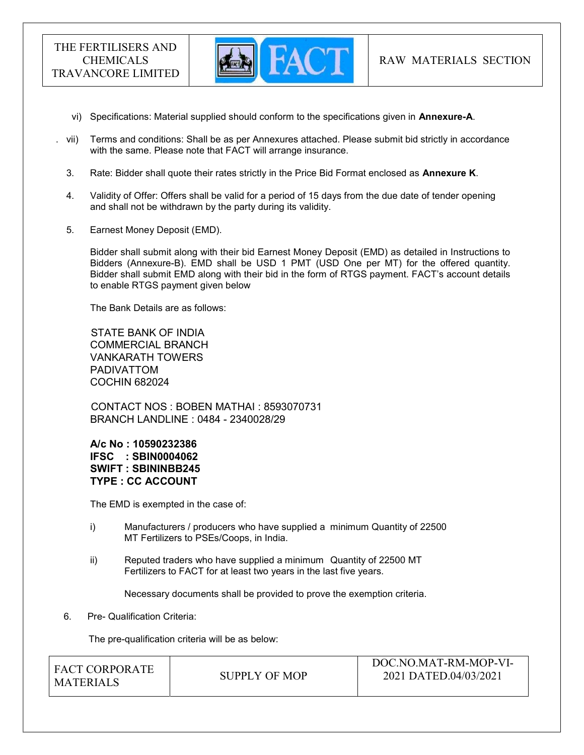vi) Specifications: Material supplied should conform to the specifications given in **Annexure-A**.

vii) Terms and conditions: Shall be as per Annexures attached. Please submit bid strictly in accordance with the same. Please note that FACT will arrange insurance.

3. Rate: Bidder shall quote their rates strictly in the Price Bid Format enclosed as **Annexure K**.

4. Validity of Offer: Offers shall be valid for a period of 15 days from the due date of tender opening and shall not be withdrawn by the party during its validity.

5. Earnest Money Deposit (EMD).

   Bidder shall submit along with their bid Earnest Money Deposit (EMD) as detailed in Instructions to Bidders (Annexure-B). EMD shall be USD 1 PMT (USD One per MT) for the offered quantity. Bidder shall submit EMD along with their bid in the form of RTGS payment. FACT's account details to enable RTGS payment given below

   The Bank Details are as follows:

   STATE BANK OF INDIA
   COMMERCIAL BRANCH
   VANKARATH TOWERS
   PADIVATTOM
   COCHIN 682024

   CONTACT NOS : BOBEN MATHAI : 8593070731
   BRANCH LANDLINE : 0484 - 2340028/29

   **A/c No : 10590232386**
   **IFSC : SBIN0004062**
   **SWIFT : SBININBB245**
   **TYPE : CC ACCOUNT**

   The EMD is exempted in the case of:

   i) Manufacturers / producers who have supplied a minimum Quantity of 22500 MT Fertilizers to PSEs/Coops, in India.

   ii) Reputed traders who have supplied a minimum Quantity of 22500 MT Fertilizers to FACT for at least two years in the last five years.

   Necessary documents shall be provided to prove the exemption criteria.

6. Pre- Qualification Criteria:

   The pre-qualification criteria will be as below: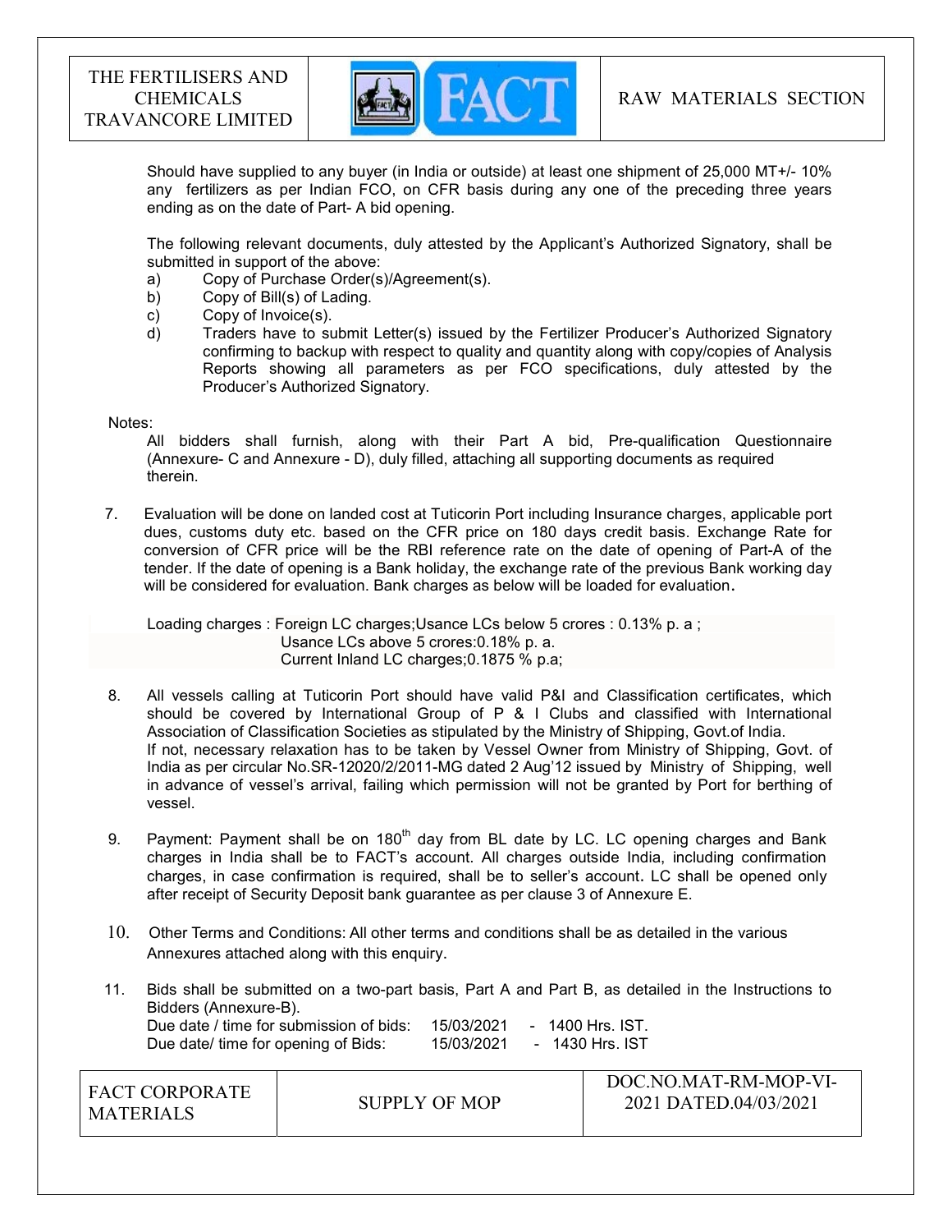Should have supplied to any buyer (in India or outside) at least one shipment of 25,000 MT+/- 10% any fertilizers as per Indian FCO, on CFR basis during any one of the preceding three years ending as on the date of Part- A bid opening.

The following relevant documents, duly attested by the Applicant's Authorized Signatory, shall be submitted in support of the above:

a) Copy of Purchase Order(s)/Agreement(s).
b) Copy of Bill(s) of Lading.
c) Copy of Invoice(s).
d) Traders have to submit Letter(s) issued by the Fertilizer Producer's Authorized Signatory confirming to backup with respect to quality and quantity along with copy/copies of Analysis Reports showing all parameters as per FCO specifications, duly attested by the Producer's Authorized Signatory.

Notes:

All bidders shall furnish, along with their Part A bid, Pre-qualification Questionnaire (Annexure- C and Annexure - D), duly filled, attaching all supporting documents as required therein.

7. Evaluation will be done on landed cost at Tuticorin Port including Insurance charges, applicable port dues, customs duty etc. based on the CFR price on 180 days credit basis. Exchange Rate for conversion of CFR price will be the RBI reference rate on the date of opening of Part-A of the tender. If the date of opening is a Bank holiday, the exchange rate of the previous Bank working day will be considered for evaluation. Bank charges as below will be loaded for evaluation.

   Loading charges : Foreign LC charges;Usance LCs below 5 crores : 0.13% p. a ;
   Usance LCs above 5 crores:0.18% p. a.
   Current Inland LC charges;0.1875 % p.a;

8. All vessels calling at Tuticorin Port should have valid P&I and Classification certificates, which should be covered by International Group of P & I Clubs and classified with International Association of Classification Societies as stipulated by the Ministry of Shipping, Govt.of India. If not, necessary relaxation has to be taken by Vessel Owner from Ministry of Shipping, Govt. of India as per circular No.SR-12020/2/2011-MG dated 2 Aug'12 issued by Ministry of Shipping, well in advance of vessel's arrival, failing which permission will not be granted by Port for berthing of vessel.

9. Payment: Payment shall be on 180th day from BL date by LC. LC opening charges and Bank charges in India shall be to FACT's account. All charges outside India, including confirmation charges, in case confirmation is required, shall be to seller's account. LC shall be opened only after receipt of Security Deposit bank guarantee as per clause 3 of Annexure E.

10. Other Terms and Conditions: All other terms and conditions shall be as detailed in the various Annexures attached along with this enquiry.

11. Bids shall be submitted on a two-part basis, Part A and Part B, as detailed in the Instructions to Bidders (Annexure-B).

   Due date / time for submission of bids: 15/03/2021 - 1400 Hrs. IST.
   Due date/ time for opening of Bids: 15/03/2021 - 1430 Hrs. IST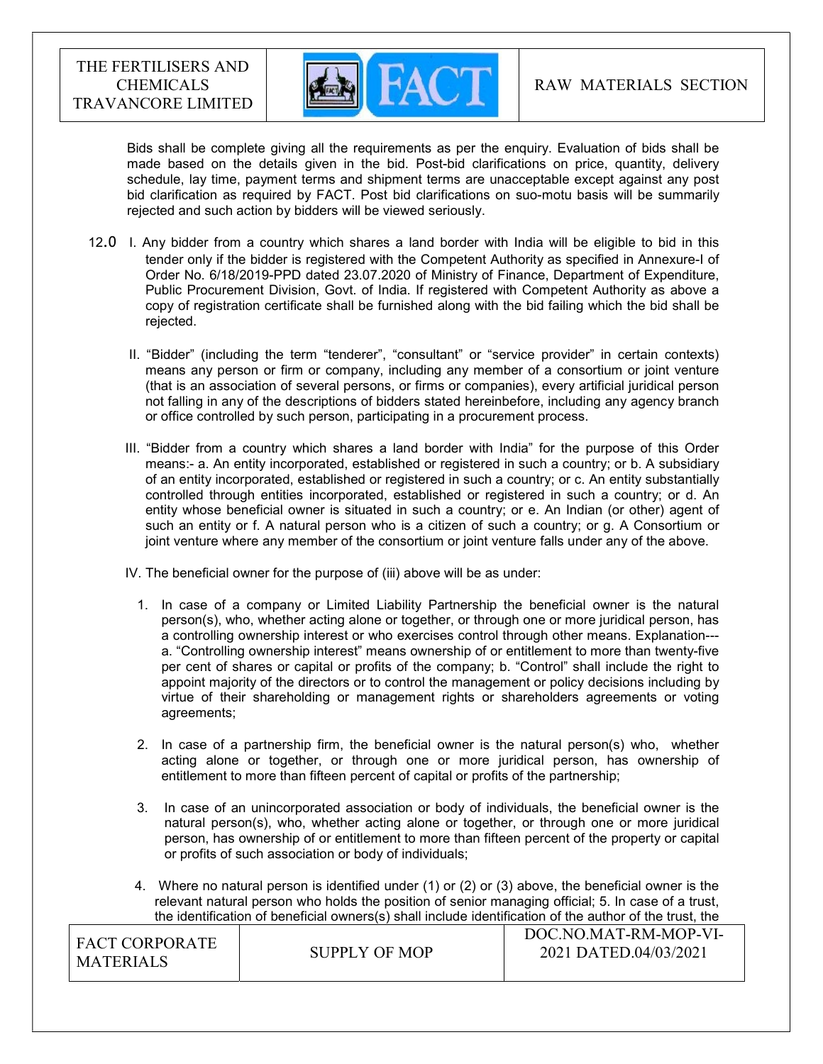Bids shall be complete giving all the requirements as per the enquiry. Evaluation of bids shall be made based on the details given in the bid. Post-bid clarifications on price, quantity, delivery schedule, lay time, payment terms and shipment terms are unacceptable except against any post bid clarification as required by FACT. Post bid clarifications on suo-motu basis will be summarily rejected and such action by bidders will be viewed seriously.

12.0 I. Any bidder from a country which shares a land border with India will be eligible to bid in this tender only if the bidder is registered with the Competent Authority as specified in Annexure-I of Order No. 6/18/2019-PPD dated 23.07.2020 of Ministry of Finance, Department of Expenditure, Public Procurement Division, Govt. of India. If registered with Competent Authority as above a copy of registration certificate shall be furnished along with the bid failing which the bid shall be rejected.

II. "Bidder" (including the term "tenderer", "consultant" or "service provider" in certain contexts) means any person or firm or company, including any member of a consortium or joint venture (that is an association of several persons, or firms or companies), every artificial juridical person not falling in any of the descriptions of bidders stated hereinbefore, including any agency branch or office controlled by such person, participating in a procurement process.

III. "Bidder from a country which shares a land border with India" for the purpose of this Order means:- a. An entity incorporated, established or registered in such a country; or b. A subsidiary of an entity incorporated, established or registered in such a country; or c. An entity substantially controlled through entities incorporated, established or registered in such a country; or d. An entity whose beneficial owner is situated in such a country; or e. An Indian (or other) agent of such an entity or f. A natural person who is a citizen of such a country; or g. A Consortium or joint venture where any member of the consortium or joint venture falls under any of the above.

IV. The beneficial owner for the purpose of (iii) above will be as under:

1. In case of a company or Limited Liability Partnership the beneficial owner is the natural person(s), who, whether acting alone or together, or through one or more juridical person, has a controlling ownership interest or who exercises control through other means. Explanation--- a. "Controlling ownership interest" means ownership of or entitlement to more than twenty-five per cent of shares or capital or profits of the company; b. "Control" shall include the right to appoint majority of the directors or to control the management or policy decisions including by virtue of their shareholding or management rights or shareholders agreements or voting agreements;

2. In case of a partnership firm, the beneficial owner is the natural person(s) who, whether acting alone or together, or through one or more juridical person, has ownership of entitlement to more than fifteen percent of capital or profits of the partnership;

3. In case of an unincorporated association or body of individuals, the beneficial owner is the natural person(s), who, whether acting alone or together, or through one or more juridical person, has ownership of or entitlement to more than fifteen percent of the property or capital or profits of such association or body of individuals;

4. Where no natural person is identified under (1) or (2) or (3) above, the beneficial owner is the relevant natural person who holds the position of senior managing official; 5. In case of a trust, the identification of beneficial owners(s) shall include identification of the author of the trust, the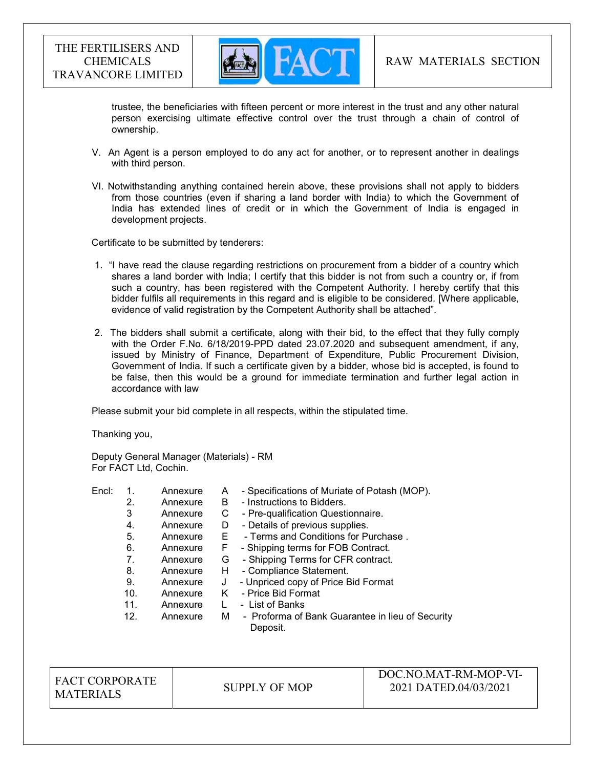trustee, the beneficiaries with fifteen percent or more interest in the trust and any other natural person exercising ultimate effective control over the trust through a chain of control of ownership.

V. An Agent is a person employed to do any act for another, or to represent another in dealings with third person.

VI. Notwithstanding anything contained herein above, these provisions shall not apply to bidders from those countries (even if sharing a land border with India) to which the Government of India has extended lines of credit or in which the Government of India is engaged in development projects.

Certificate to be submitted by tenderers:

1. "I have read the clause regarding restrictions on procurement from a bidder of a country which shares a land border with India; I certify that this bidder is not from such a country or, if from such a country, has been registered with the Competent Authority. I hereby certify that this bidder fulfils all requirements in this regard and is eligible to be considered. [Where applicable, evidence of valid registration by the Competent Authority shall be attached".

2. The bidders shall submit a certificate, along with their bid, to the effect that they fully comply with the Order F.No. 6/18/2019-PPD dated 23.07.2020 and subsequent amendment, if any, issued by Ministry of Finance, Department of Expenditure, Public Procurement Division, Government of India. If such a certificate given by a bidder, whose bid is accepted, is found to be false, then this would be a ground for immediate termination and further legal action in accordance with law

Please submit your bid complete in all respects, within the stipulated time.

Thanking you,

Deputy General Manager (Materials) - RM
For FACT Ltd, Cochin.

Encl:
1. Annexure A - Specifications of Muriate of Potash (MOP).
2. Annexure B - Instructions to Bidders.
3. Annexure C - Pre-qualification Questionnaire.
4. Annexure D - Details of previous supplies.
5. Annexure E - Terms and Conditions for Purchase .
6. Annexure F - Shipping terms for FOB Contract.
7. Annexure G - Shipping Terms for CFR contract.
8. Annexure H - Compliance Statement.
9. Annexure J - Unpriced copy of Price Bid Format
10. Annexure K - Price Bid Format
11. Annexure L - List of Banks
12. Annexure M - Proforma of Bank Guarantee in lieu of Security Deposit.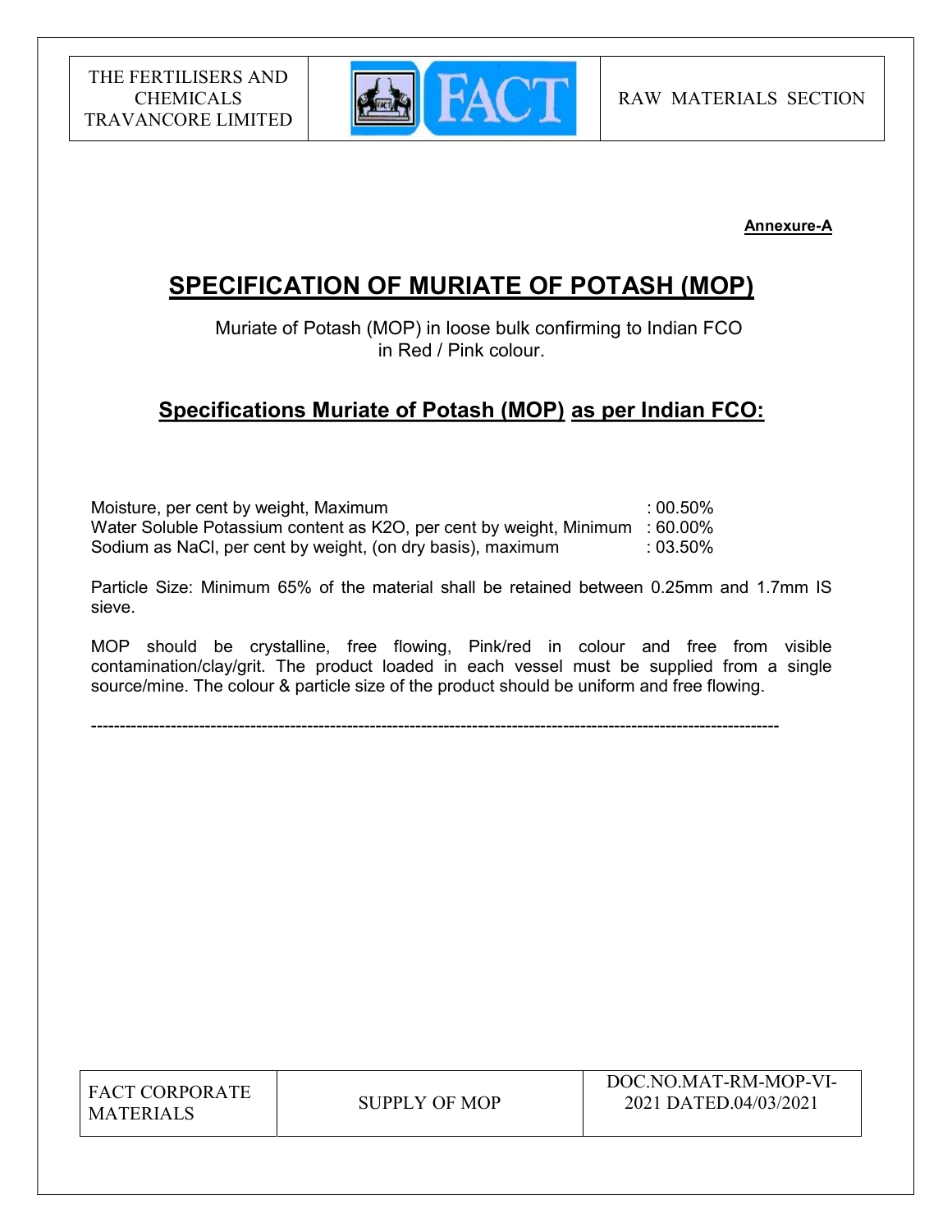**Annexure-A**

# SPECIFICATION OF MURIATE OF POTASH (MOP)

Muriate of Potash (MOP) in loose bulk confirming to Indian FCO in Red / Pink colour.

## Specifications Muriate of Potash (MOP) as per Indian FCO:

| | |
|---|---|
| Moisture, per cent by weight, Maximum | : 00.50% |
| Water Soluble Potassium content as $K_2O$, per cent by weight, Minimum | : 60.00% |
| Sodium as NaCl, per cent by weight, (on dry basis), maximum | : 03.50% |

Particle Size: Minimum 65% of the material shall be retained between 0.25mm and 1.7mm IS sieve.

MOP should be crystalline, free flowing, Pink/red in colour and free from visible contamination/clay/grit. The product loaded in each vessel must be supplied from a single source/mine. The colour & particle size of the product should be uniform and free flowing.

---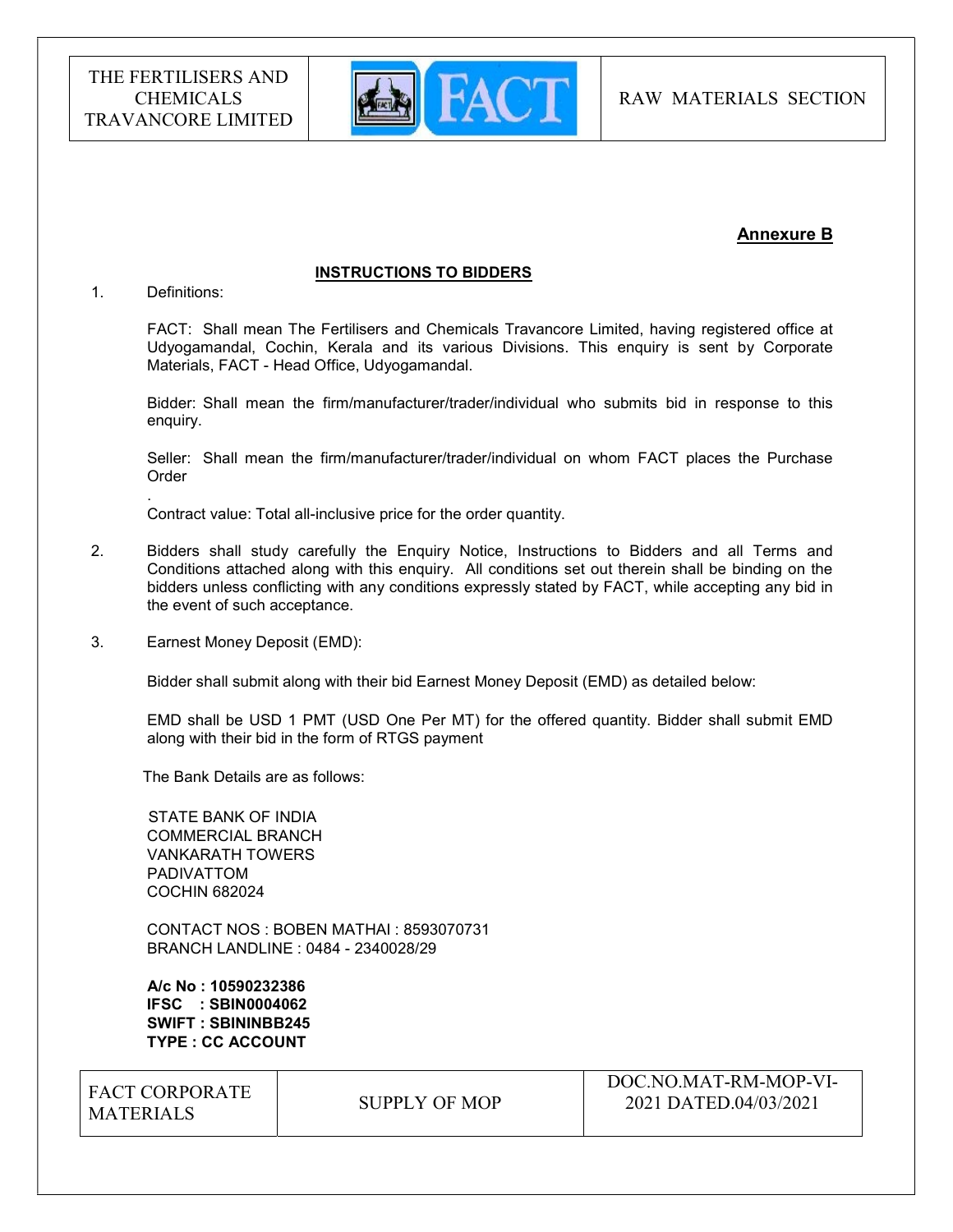**Annexure B**

**INSTRUCTIONS TO BIDDERS**

1. Definitions:

   FACT: Shall mean The Fertilisers and Chemicals Travancore Limited, having registered office at Udyogamandal, Cochin, Kerala and its various Divisions. This enquiry is sent by Corporate Materials, FACT - Head Office, Udyogamandal.

   Bidder: Shall mean the firm/manufacturer/trader/individual who submits bid in response to this enquiry.

   Seller: Shall mean the firm/manufacturer/trader/individual on whom FACT places the Purchase Order
   .
   Contract value: Total all-inclusive price for the order quantity.

2. Bidders shall study carefully the Enquiry Notice, Instructions to Bidders and all Terms and Conditions attached along with this enquiry. All conditions set out therein shall be binding on the bidders unless conflicting with any conditions expressly stated by FACT, while accepting any bid in the event of such acceptance.

3. Earnest Money Deposit (EMD):

   Bidder shall submit along with their bid Earnest Money Deposit (EMD) as detailed below:

   EMD shall be USD 1 PMT (USD One Per MT) for the offered quantity. Bidder shall submit EMD along with their bid in the form of RTGS payment

   The Bank Details are as follows:

   STATE BANK OF INDIA
   COMMERCIAL BRANCH
   VANKARATH TOWERS
   PADIVATTOM
   COCHIN 682024

   CONTACT NOS : BOBEN MATHAI : 8593070731
   BRANCH LANDLINE : 0484 - 2340028/29

   **A/c No : 10590232386**
   **IFSC : SBIN0004062**
   **SWIFT : SBININBB245**
   **TYPE : CC ACCOUNT**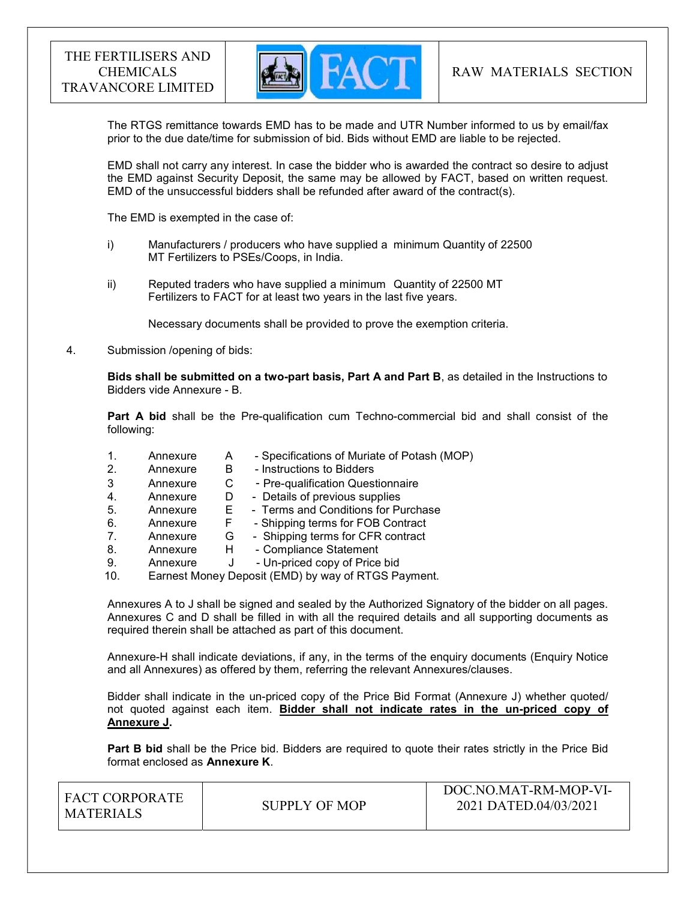The RTGS remittance towards EMD has to be made and UTR Number informed to us by email/fax prior to the due date/time for submission of bid. Bids without EMD are liable to be rejected.

EMD shall not carry any interest. In case the bidder who is awarded the contract so desire to adjust the EMD against Security Deposit, the same may be allowed by FACT, based on written request. EMD of the unsuccessful bidders shall be refunded after award of the contract(s).

The EMD is exempted in the case of:

i) Manufacturers / producers who have supplied a minimum Quantity of 22500 MT Fertilizers to PSEs/Coops, in India.

ii) Reputed traders who have supplied a minimum Quantity of 22500 MT Fertilizers to FACT for at least two years in the last five years.

Necessary documents shall be provided to prove the exemption criteria.

4. Submission /opening of bids:

**Bids shall be submitted on a two-part basis, Part A and Part B**, as detailed in the Instructions to Bidders vide Annexure - B.

**Part A bid** shall be the Pre-qualification cum Techno-commercial bid and shall consist of the following:

1. Annexure A - Specifications of Muriate of Potash (MOP)
2. Annexure B - Instructions to Bidders
3. Annexure C - Pre-qualification Questionnaire
4. Annexure D - Details of previous supplies
5. Annexure E - Terms and Conditions for Purchase
6. Annexure F - Shipping terms for FOB Contract
7. Annexure G - Shipping terms for CFR contract
8. Annexure H - Compliance Statement
9. Annexure J - Un-priced copy of Price bid
10. Earnest Money Deposit (EMD) by way of RTGS Payment.

Annexures A to J shall be signed and sealed by the Authorized Signatory of the bidder on all pages. Annexures C and D shall be filled in with all the required details and all supporting documents as required therein shall be attached as part of this document.

Annexure-H shall indicate deviations, if any, in the terms of the enquiry documents (Enquiry Notice and all Annexures) as offered by them, referring the relevant Annexures/clauses.

Bidder shall indicate in the un-priced copy of the Price Bid Format (Annexure J) whether quoted/ not quoted against each item. **<u>Bidder shall not indicate rates in the un-priced copy of Annexure J</u>.**

**Part B bid** shall be the Price bid. Bidders are required to quote their rates strictly in the Price Bid format enclosed as **Annexure K**.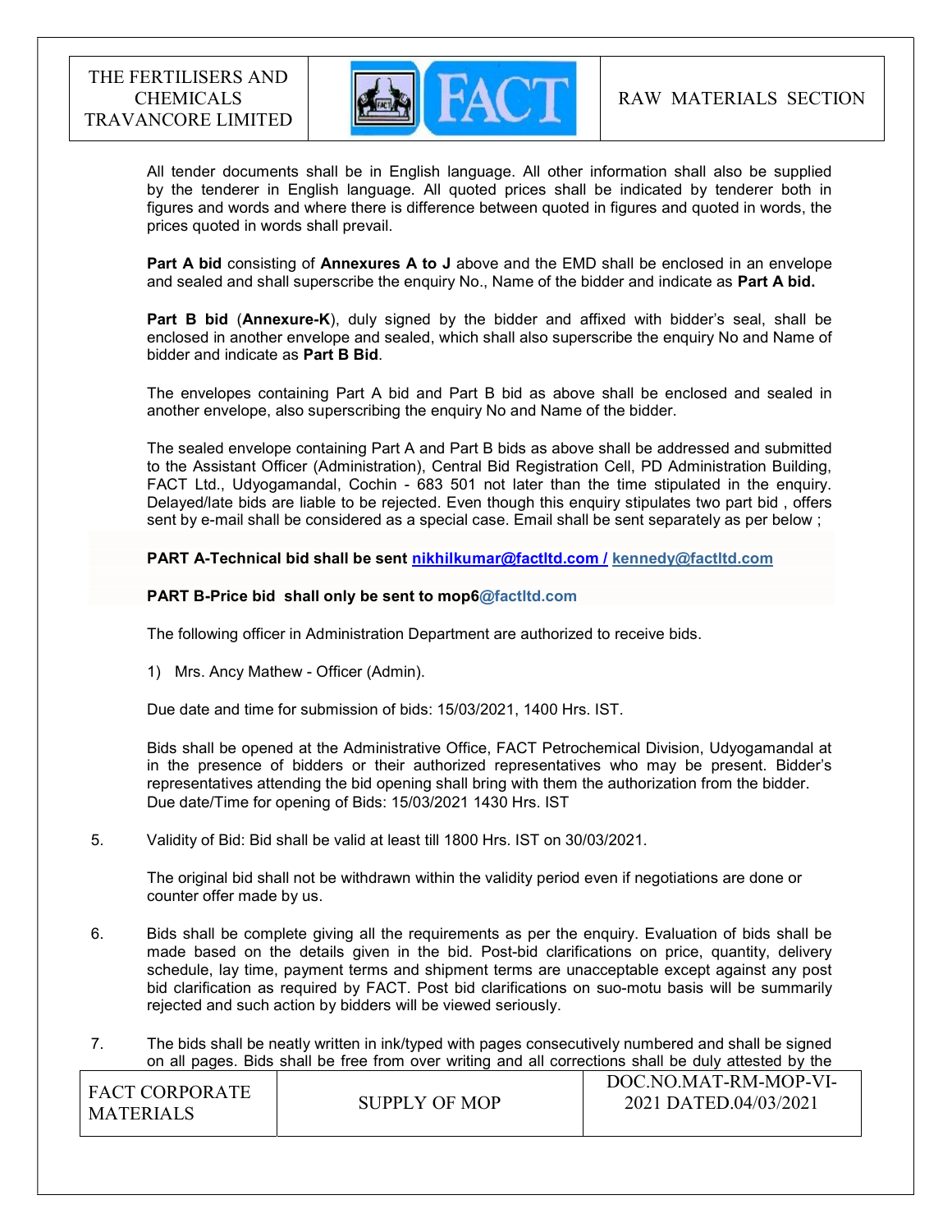All tender documents shall be in English language. All other information shall also be supplied by the tenderer in English language. All quoted prices shall be indicated by tenderer both in figures and words and where there is difference between quoted in figures and quoted in words, the prices quoted in words shall prevail.

**Part A bid** consisting of **Annexures A to J** above and the EMD shall be enclosed in an envelope and sealed and shall superscribe the enquiry No., Name of the bidder and indicate as **Part A bid.**

**Part B bid** (**Annexure-K**), duly signed by the bidder and affixed with bidder's seal, shall be enclosed in another envelope and sealed, which shall also superscribe the enquiry No and Name of bidder and indicate as **Part B Bid**.

The envelopes containing Part A bid and Part B bid as above shall be enclosed and sealed in another envelope, also superscribing the enquiry No and Name of the bidder.

The sealed envelope containing Part A and Part B bids as above shall be addressed and submitted to the Assistant Officer (Administration), Central Bid Registration Cell, PD Administration Building, FACT Ltd., Udyogamandal, Cochin - 683 501 not later than the time stipulated in the enquiry. Delayed/late bids are liable to be rejected. Even though this enquiry stipulates two part bid , offers sent by e-mail shall be considered as a special case. Email shall be sent separately as per below ;

**PART A-Technical bid shall be sent nikhilkumar@factltd.com / kennedy@factltd.com**

**PART B-Price bid shall only be sent to mop6@factltd.com**

The following officer in Administration Department are authorized to receive bids.

1) Mrs. Ancy Mathew - Officer (Admin).

Due date and time for submission of bids: 15/03/2021, 1400 Hrs. IST.

Bids shall be opened at the Administrative Office, FACT Petrochemical Division, Udyogamandal at in the presence of bidders or their authorized representatives who may be present. Bidder's representatives attending the bid opening shall bring with them the authorization from the bidder. Due date/Time for opening of Bids: 15/03/2021 1430 Hrs. IST

5. Validity of Bid: Bid shall be valid at least till 1800 Hrs. IST on 30/03/2021.

   The original bid shall not be withdrawn within the validity period even if negotiations are done or counter offer made by us.

6. Bids shall be complete giving all the requirements as per the enquiry. Evaluation of bids shall be made based on the details given in the bid. Post-bid clarifications on price, quantity, delivery schedule, lay time, payment terms and shipment terms are unacceptable except against any post bid clarification as required by FACT. Post bid clarifications on suo-motu basis will be summarily rejected and such action by bidders will be viewed seriously.

7. The bids shall be neatly written in ink/typed with pages consecutively numbered and shall be signed on all pages. Bids shall be free from over writing and all corrections shall be duly attested by the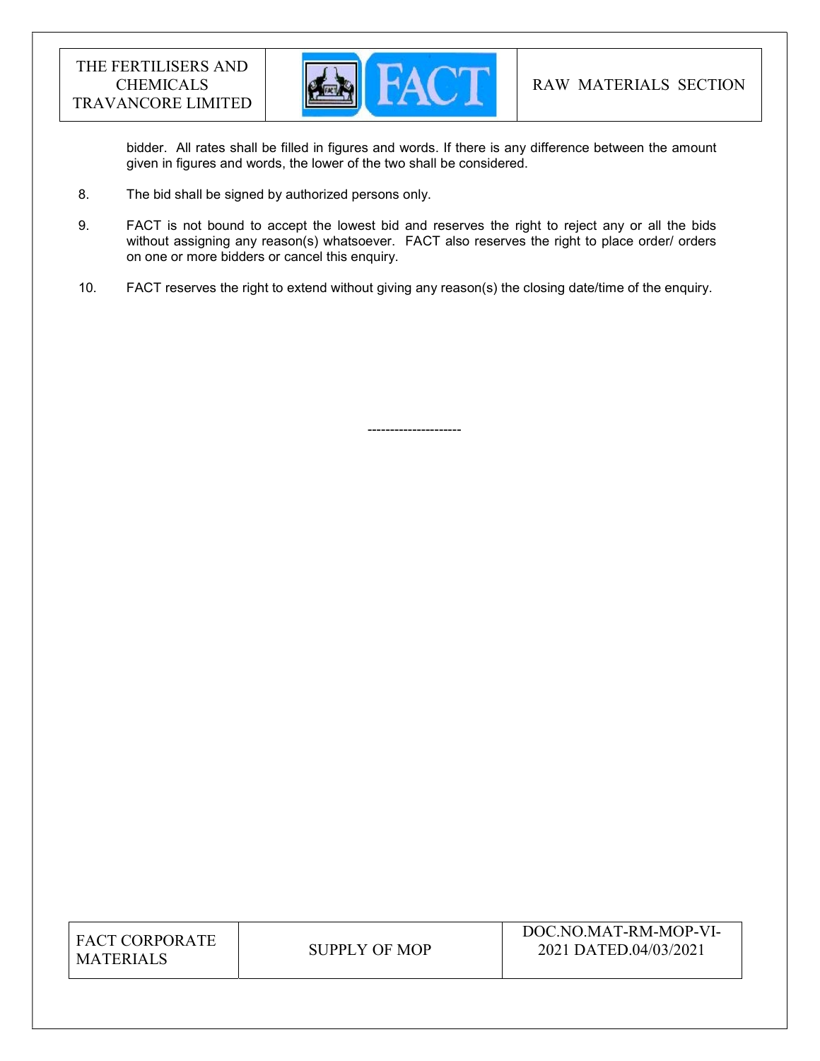bidder. All rates shall be filled in figures and words. If there is any difference between the amount given in figures and words, the lower of the two shall be considered.

8. The bid shall be signed by authorized persons only.

9. FACT is not bound to accept the lowest bid and reserves the right to reject any or all the bids without assigning any reason(s) whatsoever. FACT also reserves the right to place order/ orders on one or more bidders or cancel this enquiry.

10. FACT reserves the right to extend without giving any reason(s) the closing date/time of the enquiry.

---------------------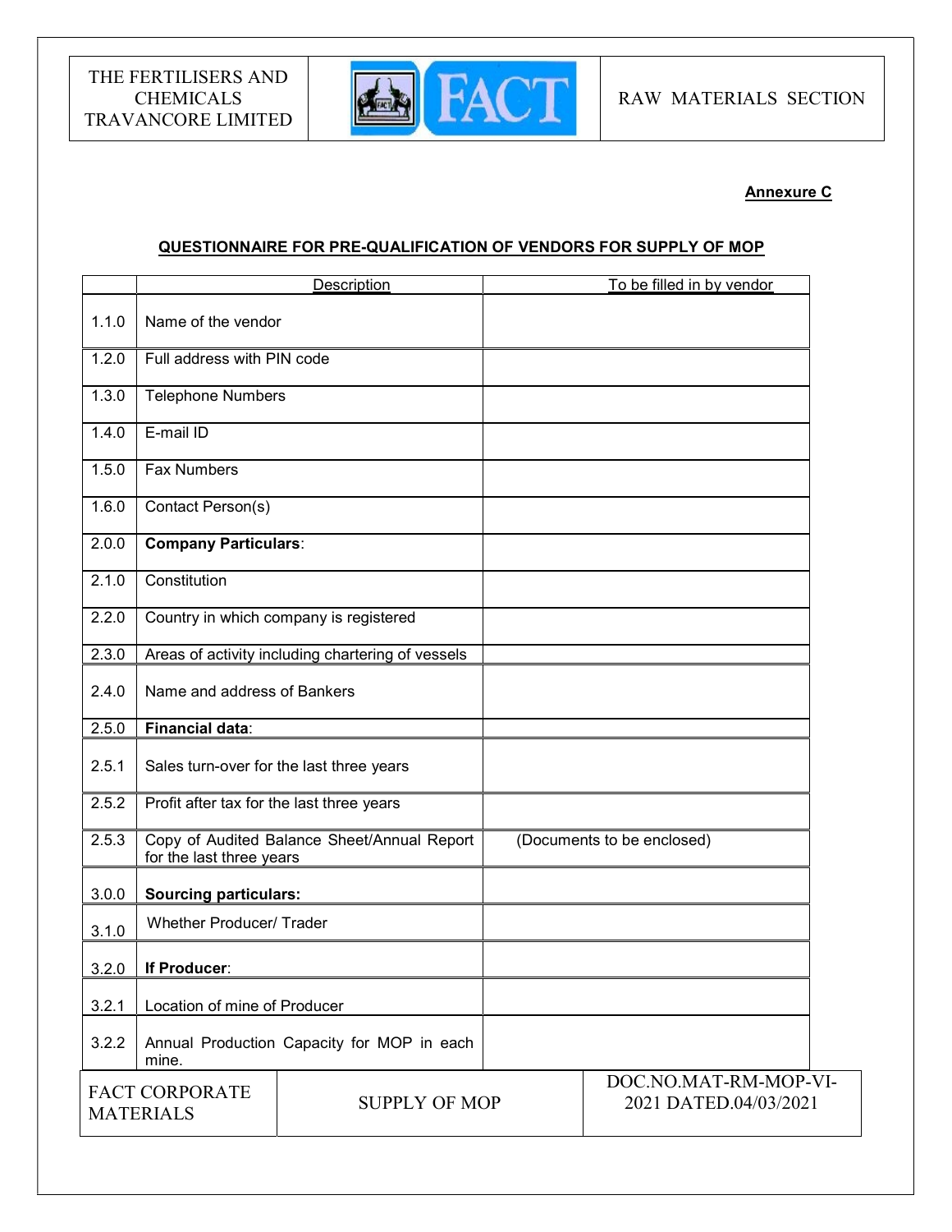**Annexure C**

**QUESTIONNAIRE FOR PRE-QUALIFICATION OF VENDORS FOR SUPPLY OF MOP**

| | Description | To be filled in by vendor |
|---|---|---|
| 1.1.0 | Name of the vendor | |
| 1.2.0 | Full address with PIN code | |
| 1.3.0 | Telephone Numbers | |
| 1.4.0 | E-mail ID | |
| 1.5.0 | Fax Numbers | |
| 1.6.0 | Contact Person(s) | |
| 2.0.0 | **Company Particulars**: | |
| 2.1.0 | Constitution | |
| 2.2.0 | Country in which company is registered | |
| 2.3.0 | Areas of activity including chartering of vessels | |
| 2.4.0 | Name and address of Bankers | |
| 2.5.0 | **Financial data**: | |
| 2.5.1 | Sales turn-over for the last three years | |
| 2.5.2 | Profit after tax for the last three years | |
| 2.5.3 | Copy of Audited Balance Sheet/Annual Report for the last three years | (Documents to be enclosed) |
| 3.0.0 | **Sourcing particulars:** | |
| 3.1.0 | Whether Producer/ Trader | |
| 3.2.0 | **If Producer**: | |
| 3.2.1 | Location of mine of Producer | |
| 3.2.2 | Annual Production Capacity for MOP in each mine. | |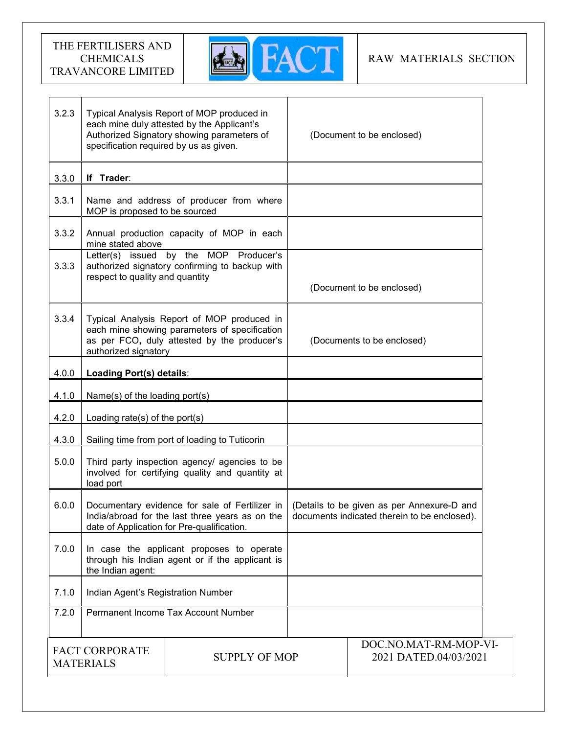| | | |
|---|---|---|
| 3.2.3 | Typical Analysis Report of MOP produced in each mine duly attested by the Applicant's Authorized Signatory showing parameters of specification required by us as given. | (Document to be enclosed) |
| 3.3.0 | **If Trader**: | |
| 3.3.1 | Name and address of producer from where MOP is proposed to be sourced | |
| 3.3.2 | Annual production capacity of MOP in each mine stated above | |
| 3.3.3 | Letter(s) issued by the MOP Producer's authorized signatory confirming to backup with respect to quality and quantity | (Document to be enclosed) |
| 3.3.4 | Typical Analysis Report of MOP produced in each mine showing parameters of specification as per FCO, duly attested by the producer's authorized signatory | (Documents to be enclosed) |
| 4.0.0 | **Loading Port(s) details**: | |
| 4.1.0 | Name(s) of the loading port(s) | |
| 4.2.0 | Loading rate(s) of the port(s) | |
| 4.3.0 | Sailing time from port of loading to Tuticorin | |
| 5.0.0 | Third party inspection agency/ agencies to be involved for certifying quality and quantity at load port | |
| 6.0.0 | Documentary evidence for sale of Fertilizer in India/abroad for the last three years as on the date of Application for Pre-qualification. | (Details to be given as per Annexure-D and documents indicated therein to be enclosed). |
| 7.0.0 | In case the applicant proposes to operate through his Indian agent or if the applicant is the Indian agent: | |
| 7.1.0 | Indian Agent's Registration Number | |
| 7.2.0 | Permanent Income Tax Account Number | |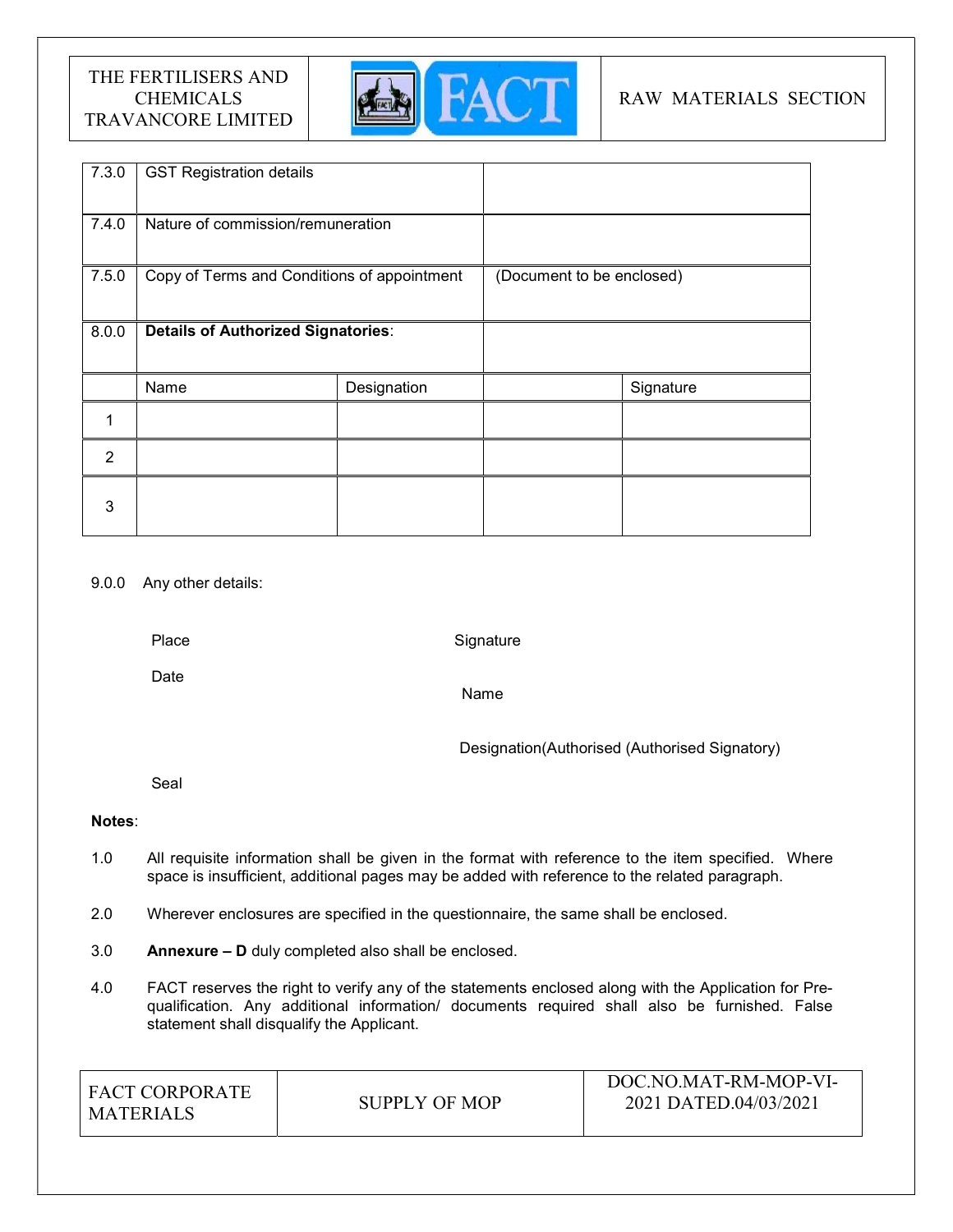| 7.3.0 | GST Registration details | | | |
|---|---|---|---|---|
| 7.4.0 | Nature of commission/remuneration | | | |
| 7.5.0 | Copy of Terms and Conditions of appointment | | (Document to be enclosed) | |
| 8.0.0 | **Details of Authorized Signatories**: | | | |
| | Name | Designation | | Signature |
| 1 | | | | |
| 2 | | | | |
| 3 | | | | |

9.0.0 Any other details:

Place

Signature

Date

Name

Designation(Authorised (Authorised Signatory)

Seal

**Notes**:

1.0 All requisite information shall be given in the format with reference to the item specified. Where space is insufficient, additional pages may be added with reference to the related paragraph.

2.0 Wherever enclosures are specified in the questionnaire, the same shall be enclosed.

3.0 **Annexure – D** duly completed also shall be enclosed.

4.0 FACT reserves the right to verify any of the statements enclosed along with the Application for Pre-qualification. Any additional information/ documents required shall also be furnished. False statement shall disqualify the Applicant.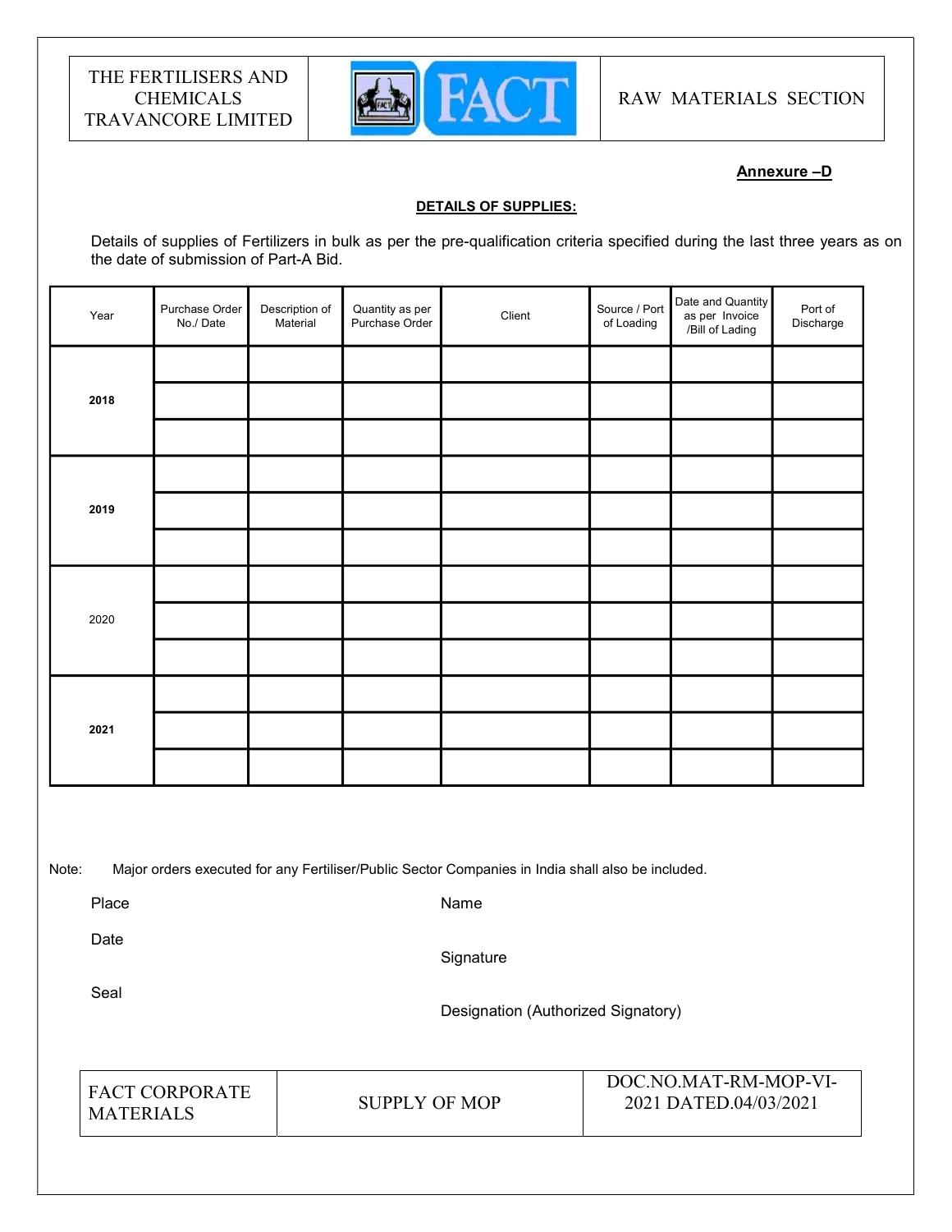**Annexure –D**

**DETAILS OF SUPPLIES:**

Details of supplies of Fertilizers in bulk as per the pre-qualification criteria specified during the last three years as on the date of submission of Part-A Bid.

| Year | Purchase Order No./ Date | Description of Material | Quantity as per Purchase Order | Client | Source / Port of Loading | Date and Quantity as per Invoice /Bill of Lading | Port of Discharge |
|---|---|---|---|---|---|---|---|
| **2018** | | | | | | | |
| | | | | | | | |
| | | | | | | | |
| **2019** | | | | | | | |
| | | | | | | | |
| | | | | | | | |
| 2020 | | | | | | | |
| | | | | | | | |
| | | | | | | | |
| **2021** | | | | | | | |
| | | | | | | | |
| | | | | | | | |

Note: Major orders executed for any Fertiliser/Public Sector Companies in India shall also be included.

Place

Date

Seal

Name

Signature

Designation (Authorized Signatory)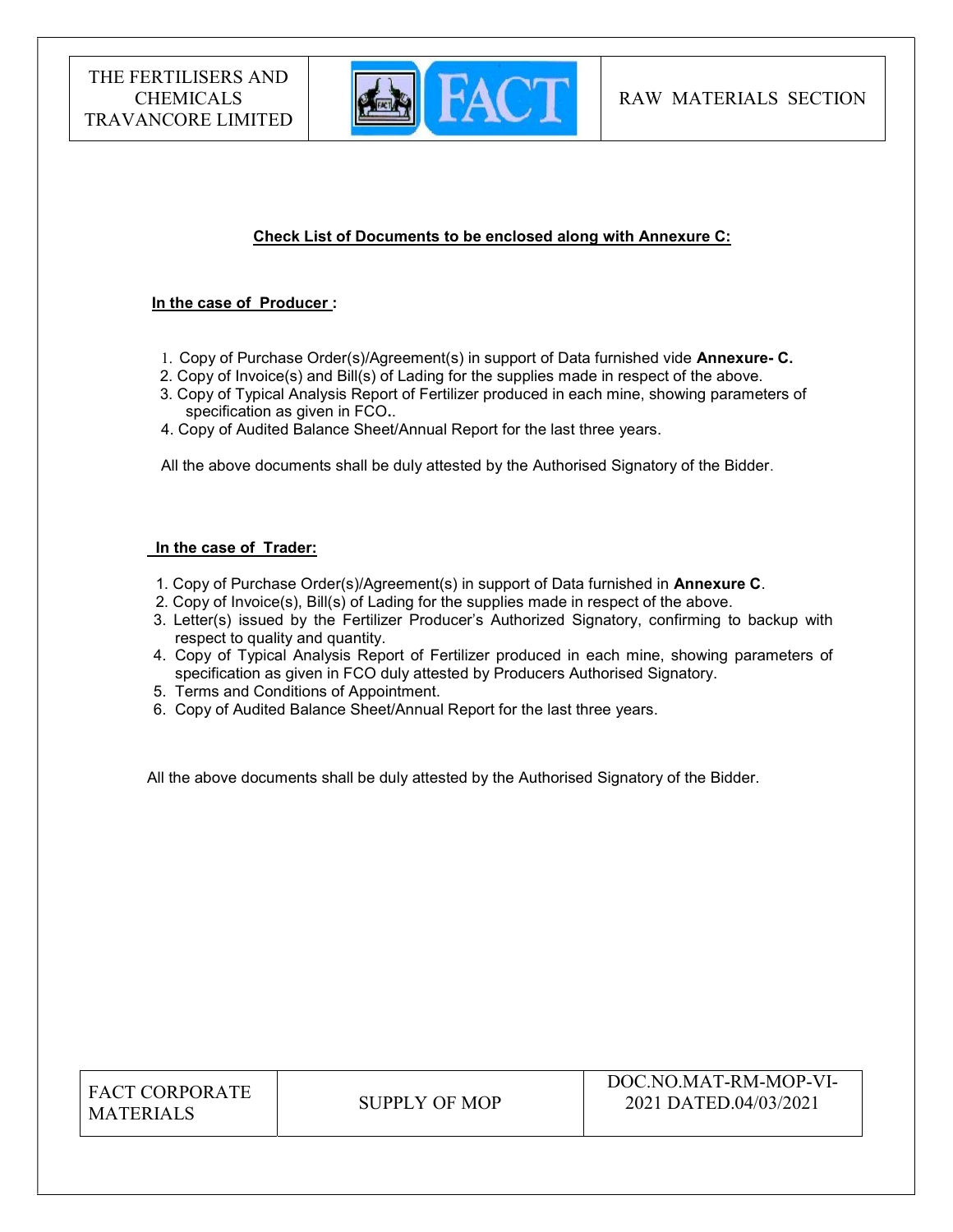**Check List of Documents to be enclosed along with Annexure C:**

**In the case of Producer :**

1. Copy of Purchase Order(s)/Agreement(s) in support of Data furnished vide **Annexure- C.**
2. Copy of Invoice(s) and Bill(s) of Lading for the supplies made in respect of the above.
3. Copy of Typical Analysis Report of Fertilizer produced in each mine, showing parameters of specification as given in FCO..
4. Copy of Audited Balance Sheet/Annual Report for the last three years.

All the above documents shall be duly attested by the Authorised Signatory of the Bidder.

**In the case of Trader:**

1. Copy of Purchase Order(s)/Agreement(s) in support of Data furnished in **Annexure C**.
2. Copy of Invoice(s), Bill(s) of Lading for the supplies made in respect of the above.
3. Letter(s) issued by the Fertilizer Producer's Authorized Signatory, confirming to backup with respect to quality and quantity.
4. Copy of Typical Analysis Report of Fertilizer produced in each mine, showing parameters of specification as given in FCO duly attested by Producers Authorised Signatory.
5. Terms and Conditions of Appointment.
6. Copy of Audited Balance Sheet/Annual Report for the last three years.

All the above documents shall be duly attested by the Authorised Signatory of the Bidder.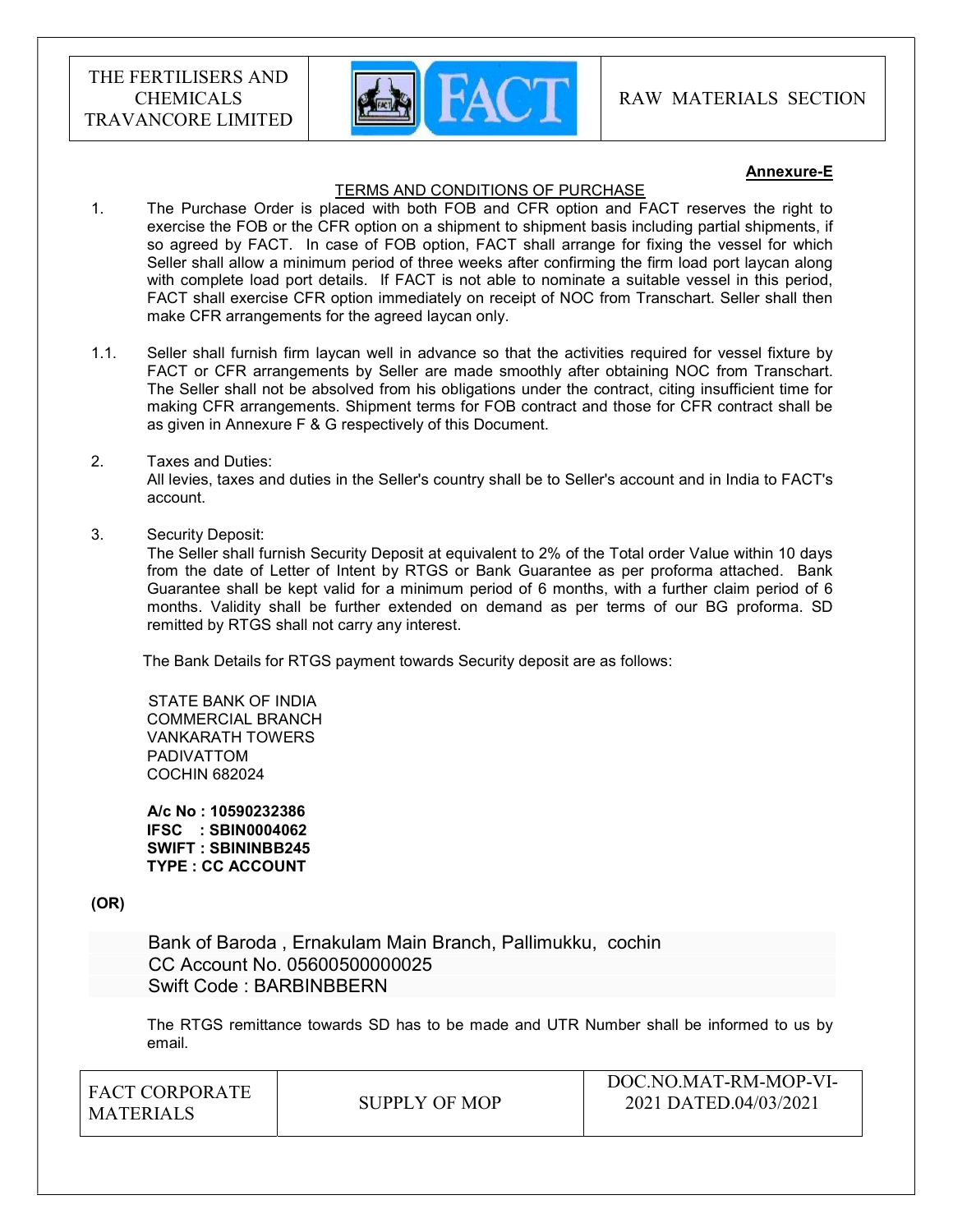**Annexure-E**

TERMS AND CONDITIONS OF PURCHASE

1. The Purchase Order is placed with both FOB and CFR option and FACT reserves the right to exercise the FOB or the CFR option on a shipment to shipment basis including partial shipments, if so agreed by FACT. In case of FOB option, FACT shall arrange for fixing the vessel for which Seller shall allow a minimum period of three weeks after confirming the firm load port laycan along with complete load port details. If FACT is not able to nominate a suitable vessel in this period, FACT shall exercise CFR option immediately on receipt of NOC from Transchart. Seller shall then make CFR arrangements for the agreed laycan only.

1.1. Seller shall furnish firm laycan well in advance so that the activities required for vessel fixture by FACT or CFR arrangements by Seller are made smoothly after obtaining NOC from Transchart. The Seller shall not be absolved from his obligations under the contract, citing insufficient time for making CFR arrangements. Shipment terms for FOB contract and those for CFR contract shall be as given in Annexure F & G respectively of this Document.

2. Taxes and Duties:
All levies, taxes and duties in the Seller's country shall be to Seller's account and in India to FACT's account.

3. Security Deposit:
The Seller shall furnish Security Deposit at equivalent to 2% of the Total order Value within 10 days from the date of Letter of Intent by RTGS or Bank Guarantee as per proforma attached. Bank Guarantee shall be kept valid for a minimum period of 6 months, with a further claim period of 6 months. Validity shall be further extended on demand as per terms of our BG proforma. SD remitted by RTGS shall not carry any interest.

The Bank Details for RTGS payment towards Security deposit are as follows:

STATE BANK OF INDIA
COMMERCIAL BRANCH
VANKARATH TOWERS
PADIVATTOM
COCHIN 682024

**A/c No : 10590232386**
**IFSC : SBIN0004062**
**SWIFT : SBININBB245**
**TYPE : CC ACCOUNT**

**(OR)**

Bank of Baroda , Ernakulam Main Branch, Pallimukku, cochin
CC Account No. 05600500000025
Swift Code : BARBINBBERN

The RTGS remittance towards SD has to be made and UTR Number shall be informed to us by email.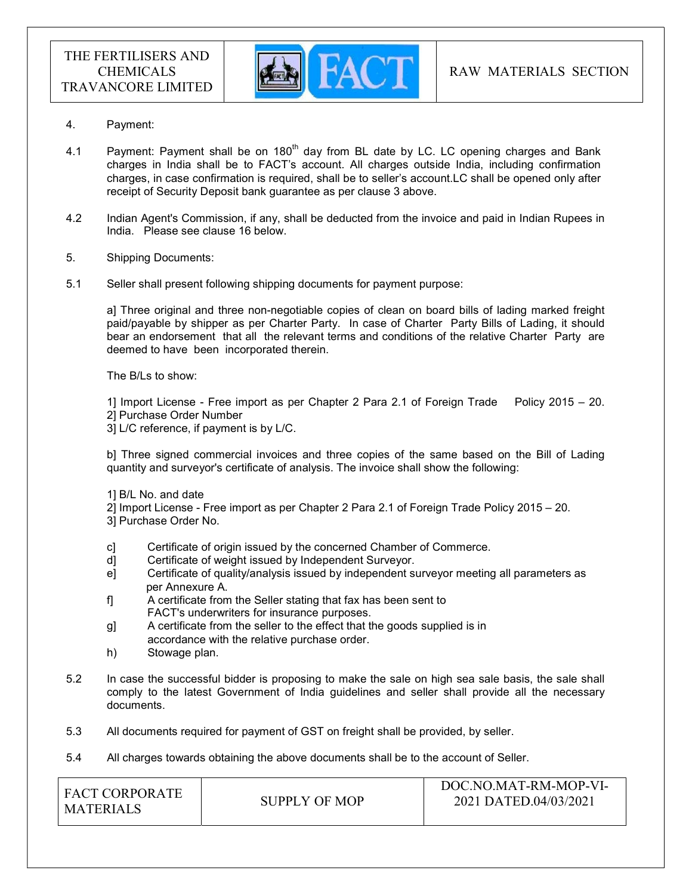4. Payment:

4.1 Payment: Payment shall be on $180^{th}$ day from BL date by LC. LC opening charges and Bank charges in India shall be to FACT's account. All charges outside India, including confirmation charges, in case confirmation is required, shall be to seller's account.LC shall be opened only after receipt of Security Deposit bank guarantee as per clause 3 above.

4.2 Indian Agent's Commission, if any, shall be deducted from the invoice and paid in Indian Rupees in India. Please see clause 16 below.

5. Shipping Documents:

5.1 Seller shall present following shipping documents for payment purpose:

a] Three original and three non-negotiable copies of clean on board bills of lading marked freight paid/payable by shipper as per Charter Party. In case of Charter Party Bills of Lading, it should bear an endorsement that all the relevant terms and conditions of the relative Charter Party are deemed to have been incorporated therein.

The B/Ls to show:

1] Import License - Free import as per Chapter 2 Para 2.1 of Foreign Trade Policy 2015 – 20.
2] Purchase Order Number
3] L/C reference, if payment is by L/C.

b] Three signed commercial invoices and three copies of the same based on the Bill of Lading quantity and surveyor's certificate of analysis. The invoice shall show the following:

1] B/L No. and date
2] Import License - Free import as per Chapter 2 Para 2.1 of Foreign Trade Policy 2015 – 20.
3] Purchase Order No.

c] Certificate of origin issued by the concerned Chamber of Commerce.
d] Certificate of weight issued by Independent Surveyor.
e] Certificate of quality/analysis issued by independent surveyor meeting all parameters as per Annexure A.
f] A certificate from the Seller stating that fax has been sent to FACT's underwriters for insurance purposes.
g] A certificate from the seller to the effect that the goods supplied is in accordance with the relative purchase order.
h) Stowage plan.

5.2 In case the successful bidder is proposing to make the sale on high sea sale basis, the sale shall comply to the latest Government of India guidelines and seller shall provide all the necessary documents.

5.3 All documents required for payment of GST on freight shall be provided, by seller.

5.4 All charges towards obtaining the above documents shall be to the account of Seller.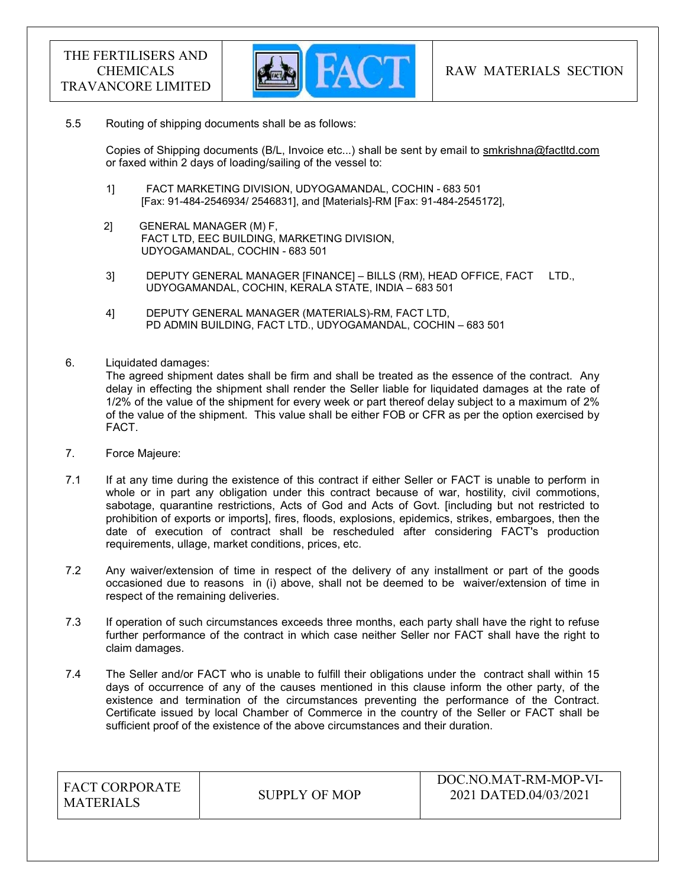5.5 Routing of shipping documents shall be as follows:

Copies of Shipping documents (B/L, Invoice etc...) shall be sent by email to smkrishna@factltd.com or faxed within 2 days of loading/sailing of the vessel to:

1] FACT MARKETING DIVISION, UDYOGAMANDAL, COCHIN - 683 501 [Fax: 91-484-2546934/ 2546831], and [Materials]-RM [Fax: 91-484-2545172],

2] GENERAL MANAGER (M) F, FACT LTD, EEC BUILDING, MARKETING DIVISION, UDYOGAMANDAL, COCHIN - 683 501

3] DEPUTY GENERAL MANAGER [FINANCE] – BILLS (RM), HEAD OFFICE, FACT LTD., UDYOGAMANDAL, COCHIN, KERALA STATE, INDIA – 683 501

4] DEPUTY GENERAL MANAGER (MATERIALS)-RM, FACT LTD, PD ADMIN BUILDING, FACT LTD., UDYOGAMANDAL, COCHIN – 683 501

6. Liquidated damages:
The agreed shipment dates shall be firm and shall be treated as the essence of the contract. Any delay in effecting the shipment shall render the Seller liable for liquidated damages at the rate of 1/2% of the value of the shipment for every week or part thereof delay subject to a maximum of 2% of the value of the shipment. This value shall be either FOB or CFR as per the option exercised by FACT.

7. Force Majeure:

7.1 If at any time during the existence of this contract if either Seller or FACT is unable to perform in whole or in part any obligation under this contract because of war, hostility, civil commotions, sabotage, quarantine restrictions, Acts of God and Acts of Govt. [including but not restricted to prohibition of exports or imports], fires, floods, explosions, epidemics, strikes, embargoes, then the date of execution of contract shall be rescheduled after considering FACT's production requirements, ullage, market conditions, prices, etc.

7.2 Any waiver/extension of time in respect of the delivery of any installment or part of the goods occasioned due to reasons in (i) above, shall not be deemed to be waiver/extension of time in respect of the remaining deliveries.

7.3 If operation of such circumstances exceeds three months, each party shall have the right to refuse further performance of the contract in which case neither Seller nor FACT shall have the right to claim damages.

7.4 The Seller and/or FACT who is unable to fulfill their obligations under the contract shall within 15 days of occurrence of any of the causes mentioned in this clause inform the other party, of the existence and termination of the circumstances preventing the performance of the Contract. Certificate issued by local Chamber of Commerce in the country of the Seller or FACT shall be sufficient proof of the existence of the above circumstances and their duration.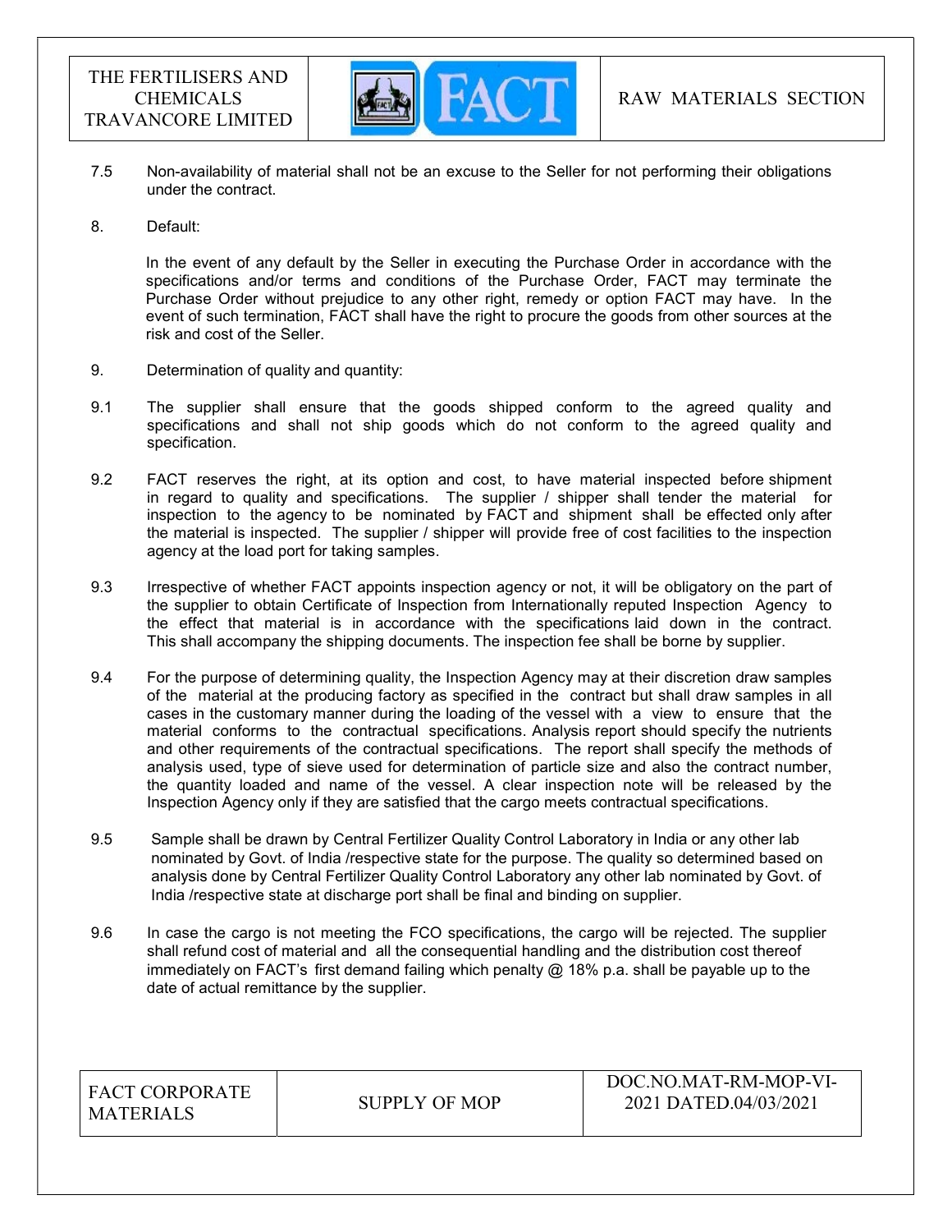7.5 Non-availability of material shall not be an excuse to the Seller for not performing their obligations under the contract.

8. Default:

In the event of any default by the Seller in executing the Purchase Order in accordance with the specifications and/or terms and conditions of the Purchase Order, FACT may terminate the Purchase Order without prejudice to any other right, remedy or option FACT may have. In the event of such termination, FACT shall have the right to procure the goods from other sources at the risk and cost of the Seller.

9. Determination of quality and quantity:

9.1 The supplier shall ensure that the goods shipped conform to the agreed quality and specifications and shall not ship goods which do not conform to the agreed quality and specification.

9.2 FACT reserves the right, at its option and cost, to have material inspected before shipment in regard to quality and specifications. The supplier / shipper shall tender the material for inspection to the agency to be nominated by FACT and shipment shall be effected only after the material is inspected. The supplier / shipper will provide free of cost facilities to the inspection agency at the load port for taking samples.

9.3 Irrespective of whether FACT appoints inspection agency or not, it will be obligatory on the part of the supplier to obtain Certificate of Inspection from Internationally reputed Inspection Agency to the effect that material is in accordance with the specifications laid down in the contract. This shall accompany the shipping documents. The inspection fee shall be borne by supplier.

9.4 For the purpose of determining quality, the Inspection Agency may at their discretion draw samples of the material at the producing factory as specified in the contract but shall draw samples in all cases in the customary manner during the loading of the vessel with a view to ensure that the material conforms to the contractual specifications. Analysis report should specify the nutrients and other requirements of the contractual specifications. The report shall specify the methods of analysis used, type of sieve used for determination of particle size and also the contract number, the quantity loaded and name of the vessel. A clear inspection note will be released by the Inspection Agency only if they are satisfied that the cargo meets contractual specifications.

9.5 Sample shall be drawn by Central Fertilizer Quality Control Laboratory in India or any other lab nominated by Govt. of India /respective state for the purpose. The quality so determined based on analysis done by Central Fertilizer Quality Control Laboratory any other lab nominated by Govt. of India /respective state at discharge port shall be final and binding on supplier.

9.6 In case the cargo is not meeting the FCO specifications, the cargo will be rejected. The supplier shall refund cost of material and all the consequential handling and the distribution cost thereof immediately on FACT's first demand failing which penalty @ 18% p.a. shall be payable up to the date of actual remittance by the supplier.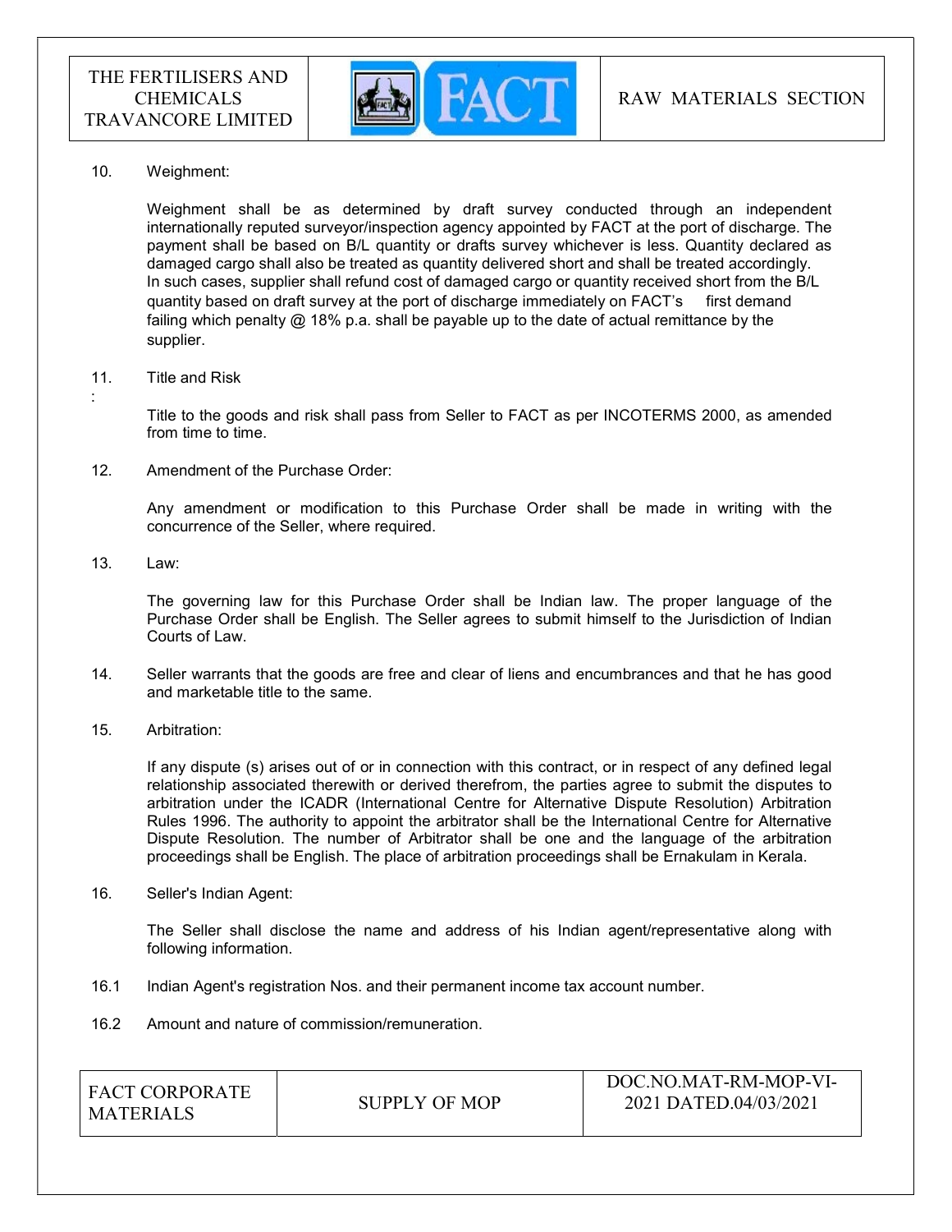10. Weighment:

Weighment shall be as determined by draft survey conducted through an independent internationally reputed surveyor/inspection agency appointed by FACT at the port of discharge. The payment shall be based on B/L quantity or drafts survey whichever is less. Quantity declared as damaged cargo shall also be treated as quantity delivered short and shall be treated accordingly. In such cases, supplier shall refund cost of damaged cargo or quantity received short from the B/L quantity based on draft survey at the port of discharge immediately on FACT's first demand failing which penalty @ 18% p.a. shall be payable up to the date of actual remittance by the supplier.

11. Title and Risk
:

Title to the goods and risk shall pass from Seller to FACT as per INCOTERMS 2000, as amended from time to time.

12. Amendment of the Purchase Order:

Any amendment or modification to this Purchase Order shall be made in writing with the concurrence of the Seller, where required.

13. Law:

The governing law for this Purchase Order shall be Indian law. The proper language of the Purchase Order shall be English. The Seller agrees to submit himself to the Jurisdiction of Indian Courts of Law.

14. Seller warrants that the goods are free and clear of liens and encumbrances and that he has good and marketable title to the same.

15. Arbitration:

If any dispute (s) arises out of or in connection with this contract, or in respect of any defined legal relationship associated therewith or derived therefrom, the parties agree to submit the disputes to arbitration under the ICADR (International Centre for Alternative Dispute Resolution) Arbitration Rules 1996. The authority to appoint the arbitrator shall be the International Centre for Alternative Dispute Resolution. The number of Arbitrator shall be one and the language of the arbitration proceedings shall be English. The place of arbitration proceedings shall be Ernakulam in Kerala.

16. Seller's Indian Agent:

The Seller shall disclose the name and address of his Indian agent/representative along with following information.

16.1 Indian Agent's registration Nos. and their permanent income tax account number.

16.2 Amount and nature of commission/remuneration.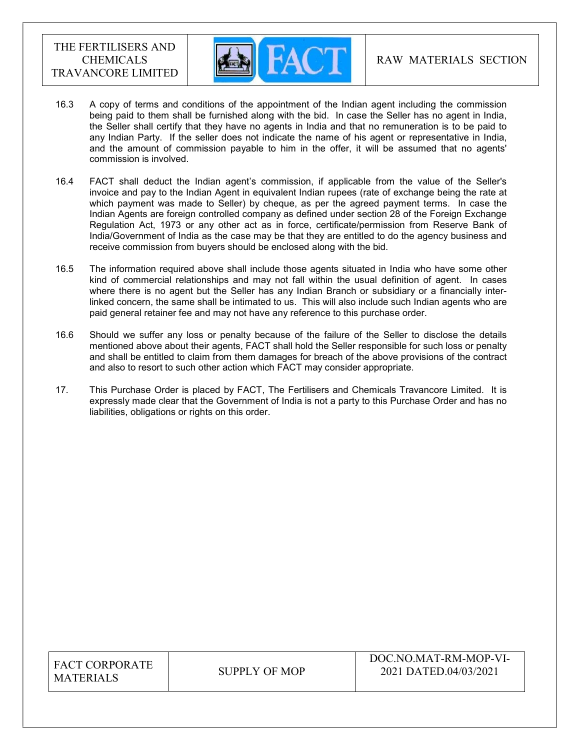16.3 A copy of terms and conditions of the appointment of the Indian agent including the commission being paid to them shall be furnished along with the bid. In case the Seller has no agent in India, the Seller shall certify that they have no agents in India and that no remuneration is to be paid to any Indian Party. If the seller does not indicate the name of his agent or representative in India, and the amount of commission payable to him in the offer, it will be assumed that no agents' commission is involved.

16.4 FACT shall deduct the Indian agent's commission, if applicable from the value of the Seller's invoice and pay to the Indian Agent in equivalent Indian rupees (rate of exchange being the rate at which payment was made to Seller) by cheque, as per the agreed payment terms. In case the Indian Agents are foreign controlled company as defined under section 28 of the Foreign Exchange Regulation Act, 1973 or any other act as in force, certificate/permission from Reserve Bank of India/Government of India as the case may be that they are entitled to do the agency business and receive commission from buyers should be enclosed along with the bid.

16.5 The information required above shall include those agents situated in India who have some other kind of commercial relationships and may not fall within the usual definition of agent. In cases where there is no agent but the Seller has any Indian Branch or subsidiary or a financially inter-linked concern, the same shall be intimated to us. This will also include such Indian agents who are paid general retainer fee and may not have any reference to this purchase order.

16.6 Should we suffer any loss or penalty because of the failure of the Seller to disclose the details mentioned above about their agents, FACT shall hold the Seller responsible for such loss or penalty and shall be entitled to claim from them damages for breach of the above provisions of the contract and also to resort to such other action which FACT may consider appropriate.

17. This Purchase Order is placed by FACT, The Fertilisers and Chemicals Travancore Limited. It is expressly made clear that the Government of India is not a party to this Purchase Order and has no liabilities, obligations or rights on this order.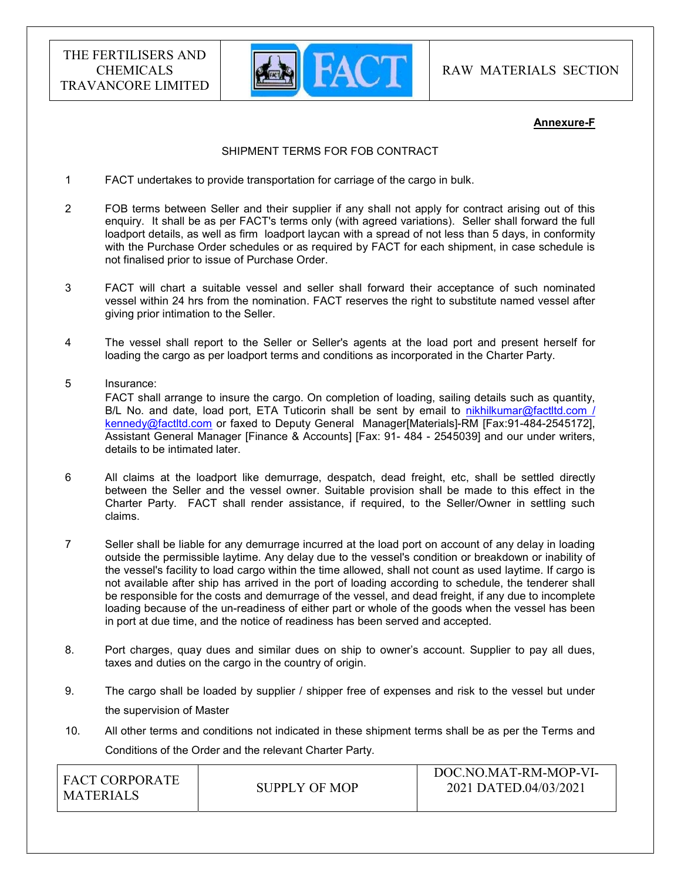**Annexure-F**

SHIPMENT TERMS FOR FOB CONTRACT

1. FACT undertakes to provide transportation for carriage of the cargo in bulk.

2. FOB terms between Seller and their supplier if any shall not apply for contract arising out of this enquiry. It shall be as per FACT's terms only (with agreed variations). Seller shall forward the full loadport details, as well as firm loadport laycan with a spread of not less than 5 days, in conformity with the Purchase Order schedules or as required by FACT for each shipment, in case schedule is not finalised prior to issue of Purchase Order.

3. FACT will chart a suitable vessel and seller shall forward their acceptance of such nominated vessel within 24 hrs from the nomination. FACT reserves the right to substitute named vessel after giving prior intimation to the Seller.

4. The vessel shall report to the Seller or Seller's agents at the load port and present herself for loading the cargo as per loadport terms and conditions as incorporated in the Charter Party.

5. Insurance:
   FACT shall arrange to insure the cargo. On completion of loading, sailing details such as quantity, B/L No. and date, load port, ETA Tuticorin shall be sent by email to nikhilkumar@factltd.com / kennedy@factltd.com or faxed to Deputy General Manager[Materials]-RM [Fax:91-484-2545172], Assistant General Manager [Finance & Accounts] [Fax: 91- 484 - 2545039] and our under writers, details to be intimated later.

6. All claims at the loadport like demurrage, despatch, dead freight, etc, shall be settled directly between the Seller and the vessel owner. Suitable provision shall be made to this effect in the Charter Party. FACT shall render assistance, if required, to the Seller/Owner in settling such claims.

7. Seller shall be liable for any demurrage incurred at the load port on account of any delay in loading outside the permissible laytime. Any delay due to the vessel's condition or breakdown or inability of the vessel's facility to load cargo within the time allowed, shall not count as used laytime. If cargo is not available after ship has arrived in the port of loading according to schedule, the tenderer shall be responsible for the costs and demurrage of the vessel, and dead freight, if any due to incomplete loading because of the un-readiness of either part or whole of the goods when the vessel has been in port at due time, and the notice of readiness has been served and accepted.

8. Port charges, quay dues and similar dues on ship to owner's account. Supplier to pay all dues, taxes and duties on the cargo in the country of origin.

9. The cargo shall be loaded by supplier / shipper free of expenses and risk to the vessel but under the supervision of Master

10. All other terms and conditions not indicated in these shipment terms shall be as per the Terms and Conditions of the Order and the relevant Charter Party.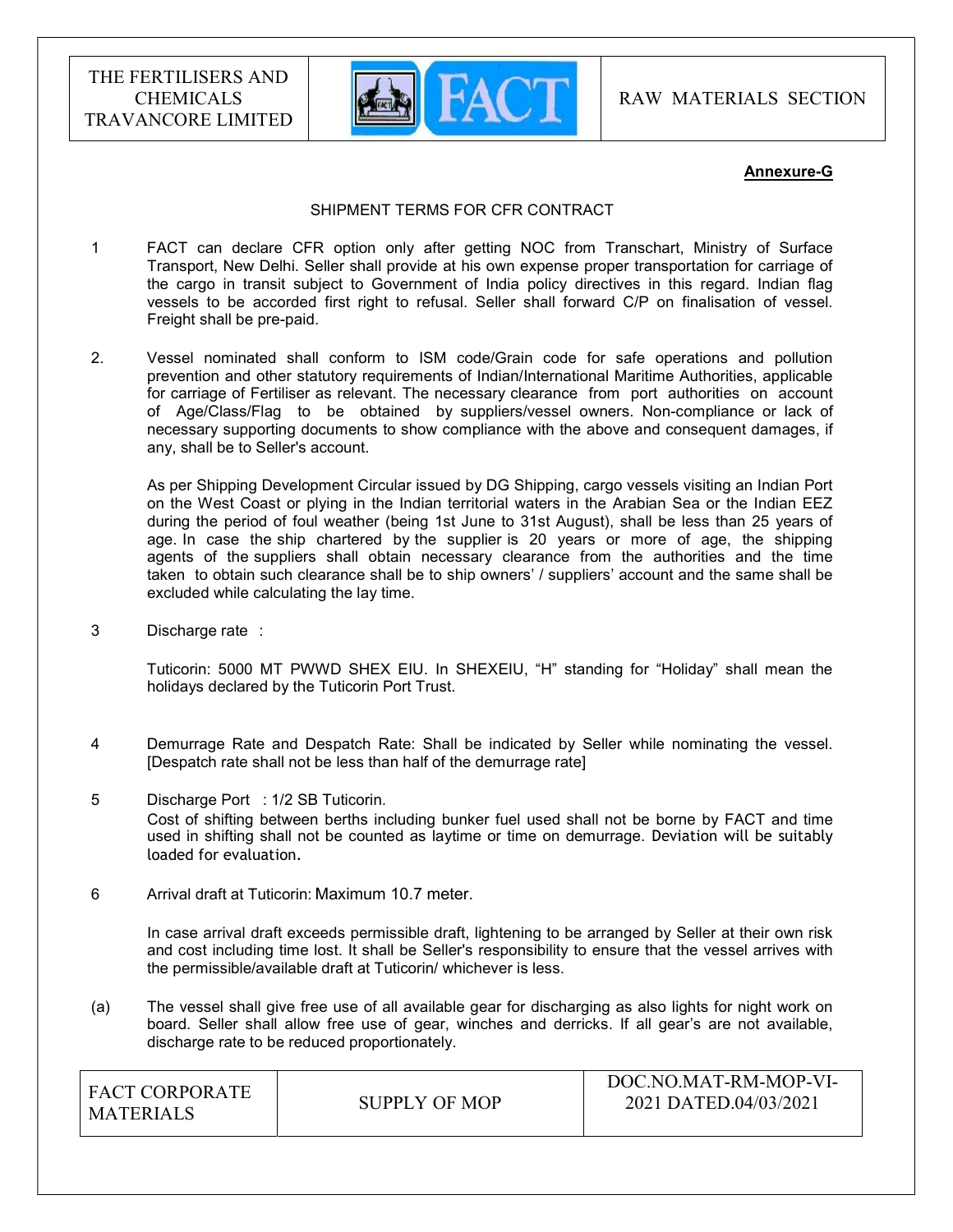**Annexure-G**

SHIPMENT TERMS FOR CFR CONTRACT

1. FACT can declare CFR option only after getting NOC from Transchart, Ministry of Surface Transport, New Delhi. Seller shall provide at his own expense proper transportation for carriage of the cargo in transit subject to Government of India policy directives in this regard. Indian flag vessels to be accorded first right to refusal. Seller shall forward C/P on finalisation of vessel. Freight shall be pre-paid.

2. Vessel nominated shall conform to ISM code/Grain code for safe operations and pollution prevention and other statutory requirements of Indian/International Maritime Authorities, applicable for carriage of Fertiliser as relevant. The necessary clearance from port authorities on account of Age/Class/Flag to be obtained by suppliers/vessel owners. Non-compliance or lack of necessary supporting documents to show compliance with the above and consequent damages, if any, shall be to Seller's account.

   As per Shipping Development Circular issued by DG Shipping, cargo vessels visiting an Indian Port on the West Coast or plying in the Indian territorial waters in the Arabian Sea or the Indian EEZ during the period of foul weather (being 1st June to 31st August), shall be less than 25 years of age. In case the ship chartered by the supplier is 20 years or more of age, the shipping agents of the suppliers shall obtain necessary clearance from the authorities and the time taken to obtain such clearance shall be to ship owners' / suppliers' account and the same shall be excluded while calculating the lay time.

3. Discharge rate :

   Tuticorin: 5000 MT PWWD SHEX EIU. In SHEXEIU, "H" standing for "Holiday" shall mean the holidays declared by the Tuticorin Port Trust.

4. Demurrage Rate and Despatch Rate: Shall be indicated by Seller while nominating the vessel. [Despatch rate shall not be less than half of the demurrage rate]

5. Discharge Port : 1/2 SB Tuticorin.
   Cost of shifting between berths including bunker fuel used shall not be borne by FACT and time used in shifting shall not be counted as laytime or time on demurrage. Deviation will be suitably loaded for evaluation.

6. Arrival draft at Tuticorin: Maximum 10.7 meter.

   In case arrival draft exceeds permissible draft, lightening to be arranged by Seller at their own risk and cost including time lost. It shall be Seller's responsibility to ensure that the vessel arrives with the permissible/available draft at Tuticorin/ whichever is less.

(a) The vessel shall give free use of all available gear for discharging as also lights for night work on board. Seller shall allow free use of gear, winches and derricks. If all gear's are not available, discharge rate to be reduced proportionately.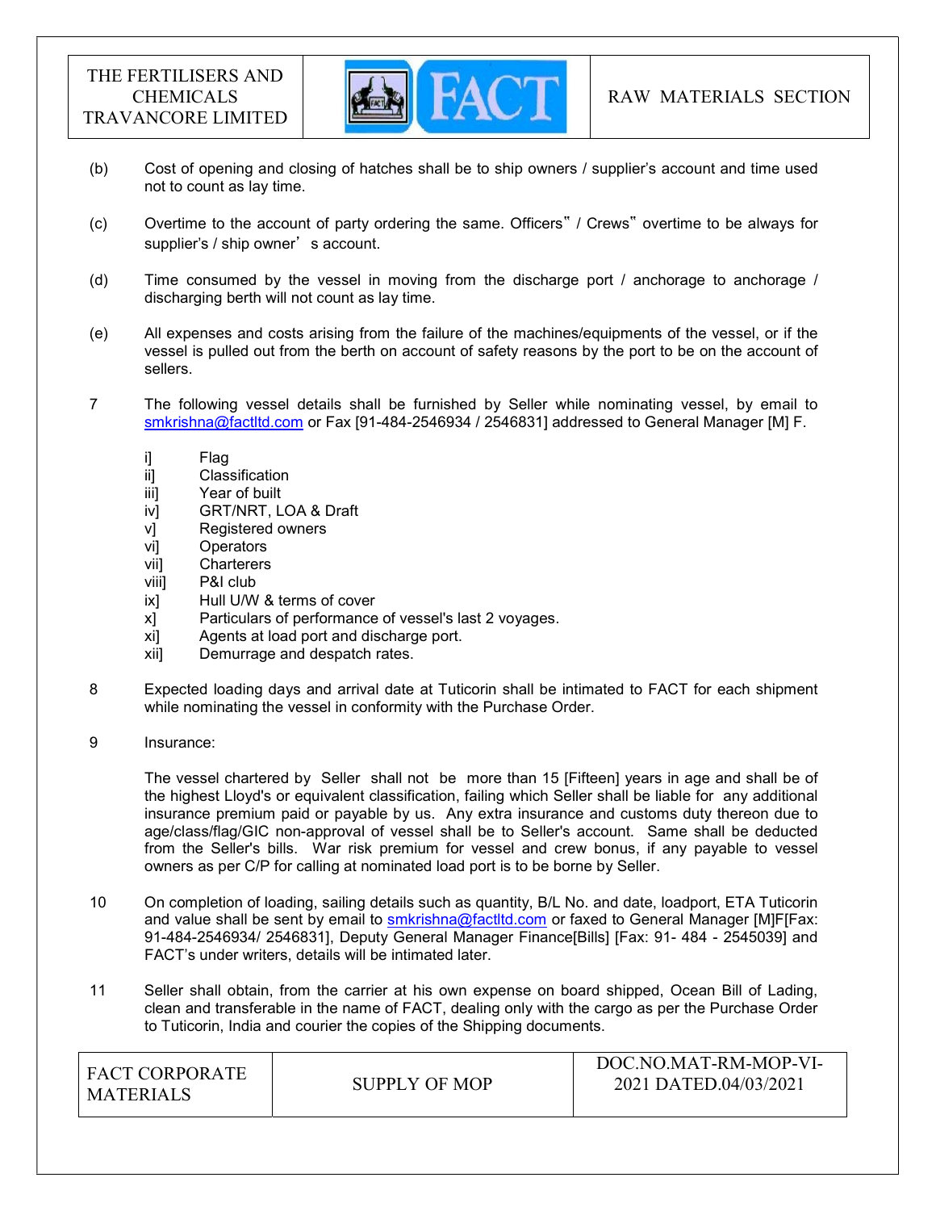(b) Cost of opening and closing of hatches shall be to ship owners / supplier's account and time used not to count as lay time.

(c) Overtime to the account of party ordering the same. Officers" / Crews" overtime to be always for supplier's / ship owner' s account.

(d) Time consumed by the vessel in moving from the discharge port / anchorage to anchorage / discharging berth will not count as lay time.

(e) All expenses and costs arising from the failure of the machines/equipments of the vessel, or if the vessel is pulled out from the berth on account of safety reasons by the port to be on the account of sellers.

7 The following vessel details shall be furnished by Seller while nominating vessel, by email to smkrishna@factltd.com or Fax [91-484-2546934 / 2546831] addressed to General Manager [M] F.

i] Flag
ii] Classification
iii] Year of built
iv] GRT/NRT, LOA & Draft
v] Registered owners
vi] Operators
vii] Charterers
viii] P&I club
ix] Hull U/W & terms of cover
x] Particulars of performance of vessel's last 2 voyages.
xi] Agents at load port and discharge port.
xii] Demurrage and despatch rates.

8 Expected loading days and arrival date at Tuticorin shall be intimated to FACT for each shipment while nominating the vessel in conformity with the Purchase Order.

9 Insurance:

The vessel chartered by Seller shall not be more than 15 [Fifteen] years in age and shall be of the highest Lloyd's or equivalent classification, failing which Seller shall be liable for any additional insurance premium paid or payable by us. Any extra insurance and customs duty thereon due to age/class/flag/GIC non-approval of vessel shall be to Seller's account. Same shall be deducted from the Seller's bills. War risk premium for vessel and crew bonus, if any payable to vessel owners as per C/P for calling at nominated load port is to be borne by Seller.

10 On completion of loading, sailing details such as quantity, B/L No. and date, loadport, ETA Tuticorin and value shall be sent by email to smkrishna@factltd.com or faxed to General Manager [M]F[Fax: 91-484-2546934/ 2546831], Deputy General Manager Finance[Bills] [Fax: 91- 484 - 2545039] and FACT's under writers, details will be intimated later.

11 Seller shall obtain, from the carrier at his own expense on board shipped, Ocean Bill of Lading, clean and transferable in the name of FACT, dealing only with the cargo as per the Purchase Order to Tuticorin, India and courier the copies of the Shipping documents.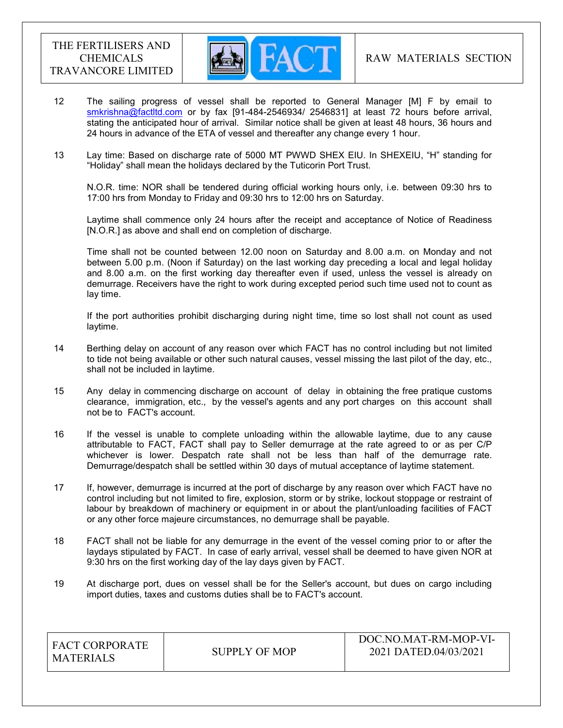12 The sailing progress of vessel shall be reported to General Manager [M] F by email to smkrishna@factltd.com or by fax [91-484-2546934/ 2546831] at least 72 hours before arrival, stating the anticipated hour of arrival. Similar notice shall be given at least 48 hours, 36 hours and 24 hours in advance of the ETA of vessel and thereafter any change every 1 hour.

13 Lay time: Based on discharge rate of 5000 MT PWWD SHEX EIU. In SHEXEIU, "H" standing for "Holiday" shall mean the holidays declared by the Tuticorin Port Trust.

N.O.R. time: NOR shall be tendered during official working hours only, i.e. between 09:30 hrs to 17:00 hrs from Monday to Friday and 09:30 hrs to 12:00 hrs on Saturday.

Laytime shall commence only 24 hours after the receipt and acceptance of Notice of Readiness [N.O.R.] as above and shall end on completion of discharge.

Time shall not be counted between 12.00 noon on Saturday and 8.00 a.m. on Monday and not between 5.00 p.m. (Noon if Saturday) on the last working day preceding a local and legal holiday and 8.00 a.m. on the first working day thereafter even if used, unless the vessel is already on demurrage. Receivers have the right to work during excepted period such time used not to count as lay time.

If the port authorities prohibit discharging during night time, time so lost shall not count as used laytime.

14 Berthing delay on account of any reason over which FACT has no control including but not limited to tide not being available or other such natural causes, vessel missing the last pilot of the day, etc., shall not be included in laytime.

15 Any delay in commencing discharge on account of delay in obtaining the free pratique customs clearance, immigration, etc., by the vessel's agents and any port charges on this account shall not be to FACT's account.

16 If the vessel is unable to complete unloading within the allowable laytime, due to any cause attributable to FACT, FACT shall pay to Seller demurrage at the rate agreed to or as per C/P whichever is lower. Despatch rate shall not be less than half of the demurrage rate. Demurrage/despatch shall be settled within 30 days of mutual acceptance of laytime statement.

17 If, however, demurrage is incurred at the port of discharge by any reason over which FACT have no control including but not limited to fire, explosion, storm or by strike, lockout stoppage or restraint of labour by breakdown of machinery or equipment in or about the plant/unloading facilities of FACT or any other force majeure circumstances, no demurrage shall be payable.

18 FACT shall not be liable for any demurrage in the event of the vessel coming prior to or after the laydays stipulated by FACT. In case of early arrival, vessel shall be deemed to have given NOR at 9:30 hrs on the first working day of the lay days given by FACT.

19 At discharge port, dues on vessel shall be for the Seller's account, but dues on cargo including import duties, taxes and customs duties shall be to FACT's account.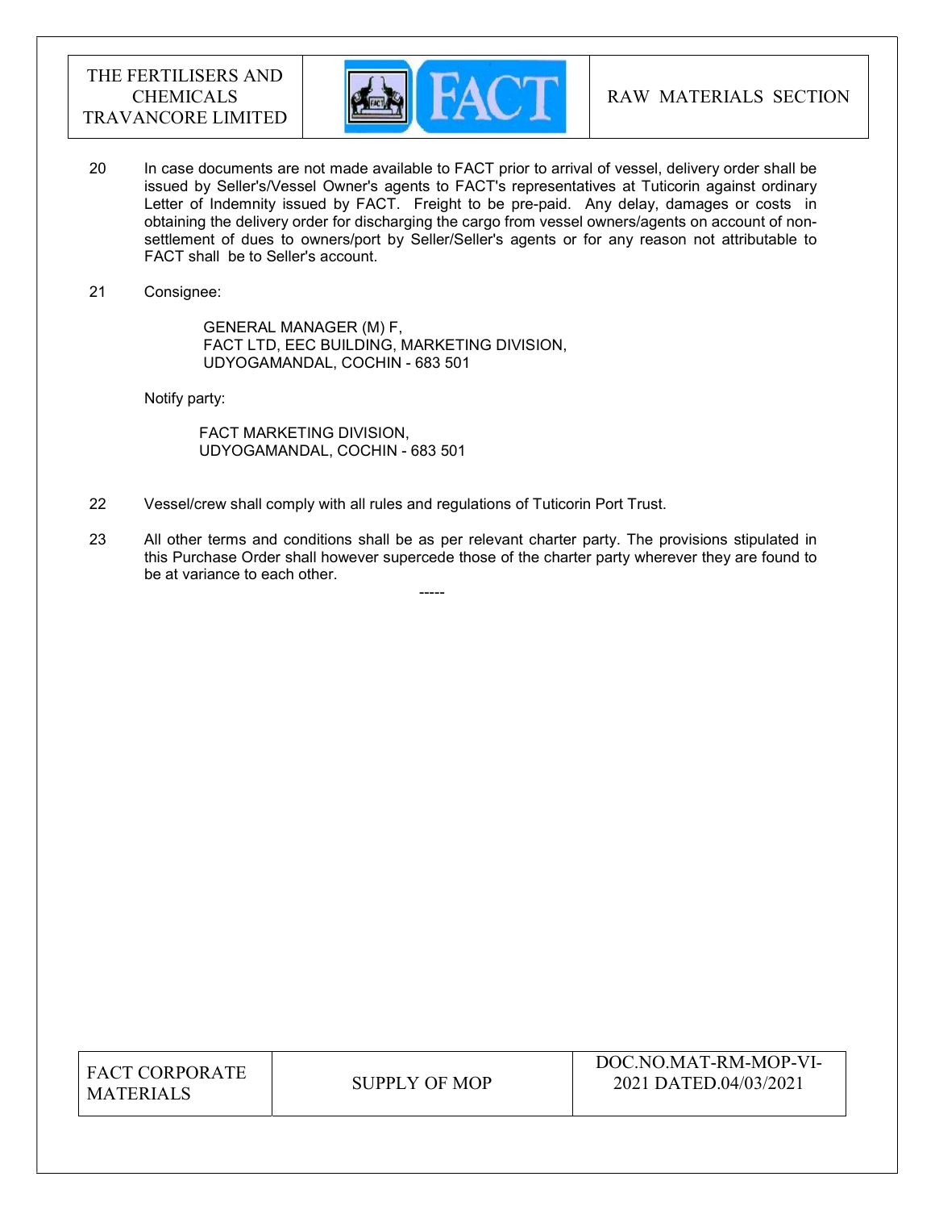20 In case documents are not made available to FACT prior to arrival of vessel, delivery order shall be issued by Seller's/Vessel Owner's agents to FACT's representatives at Tuticorin against ordinary Letter of Indemnity issued by FACT. Freight to be pre-paid. Any delay, damages or costs in obtaining the delivery order for discharging the cargo from vessel owners/agents on account of non-settlement of dues to owners/port by Seller/Seller's agents or for any reason not attributable to FACT shall be to Seller's account.

21 Consignee:

GENERAL MANAGER (M) F,
FACT LTD, EEC BUILDING, MARKETING DIVISION,
UDYOGAMANDAL, COCHIN - 683 501

Notify party:

FACT MARKETING DIVISION,
UDYOGAMANDAL, COCHIN - 683 501

22 Vessel/crew shall comply with all rules and regulations of Tuticorin Port Trust.

23 All other terms and conditions shall be as per relevant charter party. The provisions stipulated in this Purchase Order shall however supercede those of the charter party wherever they are found to be at variance to each other.

-----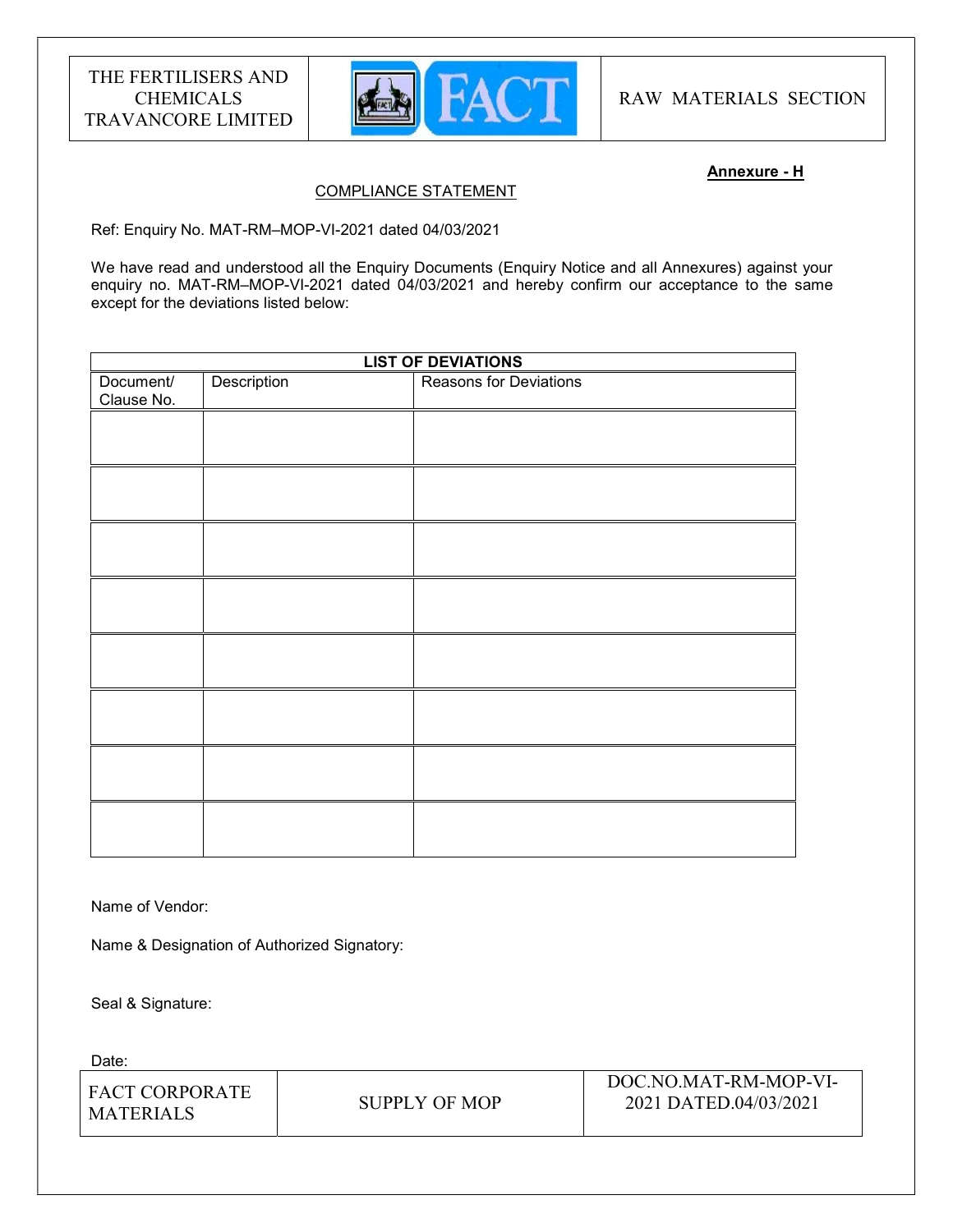**Annexure - H**

COMPLIANCE STATEMENT

Ref: Enquiry No. MAT-RM–MOP-VI-2021 dated 04/03/2021

We have read and understood all the Enquiry Documents (Enquiry Notice and all Annexures) against your enquiry no. MAT-RM–MOP-VI-2021 dated 04/03/2021 and hereby confirm our acceptance to the same except for the deviations listed below:

**LIST OF DEVIATIONS**

| Document/ Clause No. | Description | Reasons for Deviations |
|---|---|---|
| | | |
| | | |
| | | |
| | | |
| | | |
| | | |
| | | |
| | | |

Name of Vendor:

Name & Designation of Authorized Signatory:

Seal & Signature:

Date: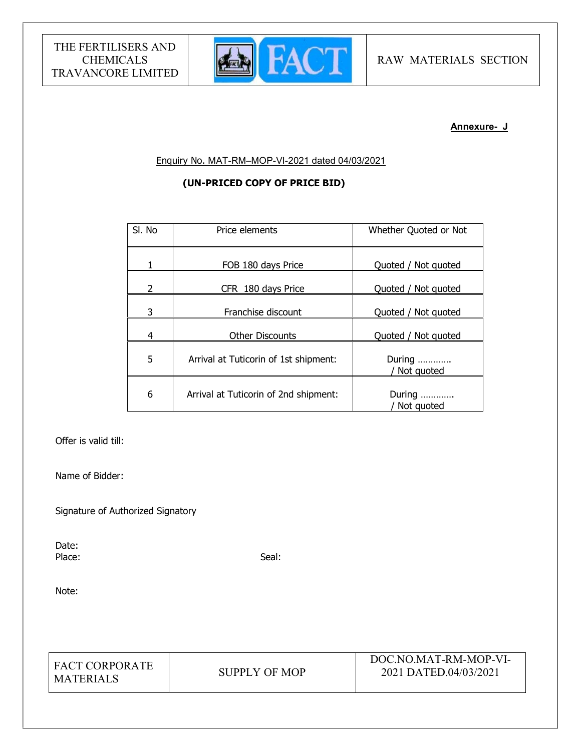**Annexure- J**

Enquiry No. MAT-RM–MOP-VI-2021 dated 04/03/2021

**(UN-PRICED COPY OF PRICE BID)**

| Sl. No | Price elements | Whether Quoted or Not |
|---|---|---|
| 1 | FOB 180 days Price | Quoted / Not quoted |
| 2 | CFR 180 days Price | Quoted / Not quoted |
| 3 | Franchise discount | Quoted / Not quoted |
| 4 | Other Discounts | Quoted / Not quoted |
| 5 | Arrival at Tuticorin of 1st shipment: | During ………… / Not quoted |
| 6 | Arrival at Tuticorin of 2nd shipment: | During ………… / Not quoted |

Offer is valid till:

Name of Bidder:

Signature of Authorized Signatory

Date:

Place: Seal:

Note: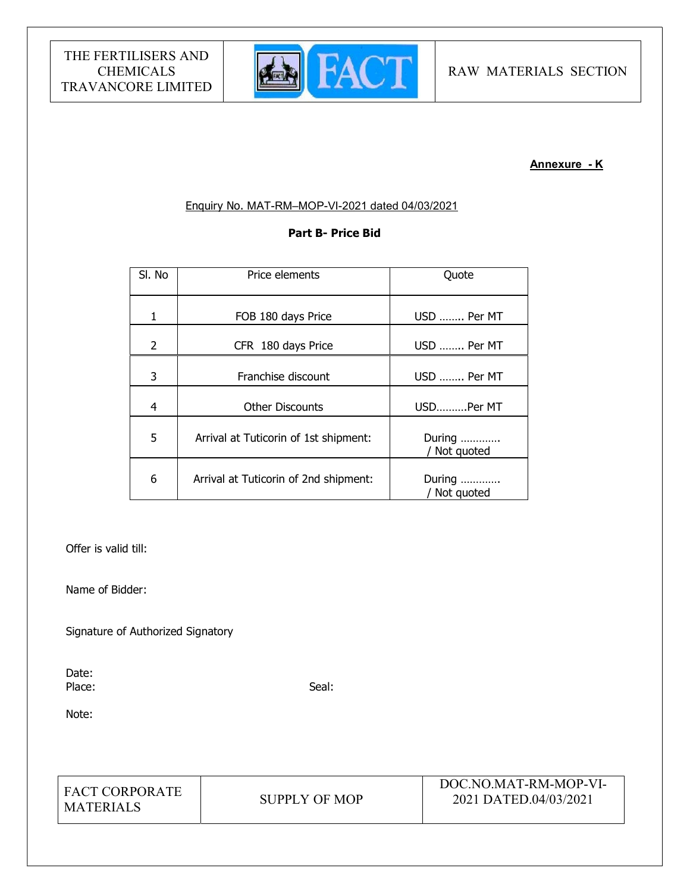**Annexure - K**

Enquiry No. MAT-RM–MOP-VI-2021 dated 04/03/2021

**Part B- Price Bid**

| Sl. No | Price elements | Quote |
|---|---|---|
| 1 | FOB 180 days Price | USD …….. Per MT |
| 2 | CFR 180 days Price | USD …….. Per MT |
| 3 | Franchise discount | USD …….. Per MT |
| 4 | Other Discounts | USD……….Per MT |
| 5 | Arrival at Tuticorin of 1st shipment: | During ………… / Not quoted |
| 6 | Arrival at Tuticorin of 2nd shipment: | During ………… / Not quoted |

Offer is valid till:

Name of Bidder:

Signature of Authorized Signatory

Date:

Place: Seal:

Note: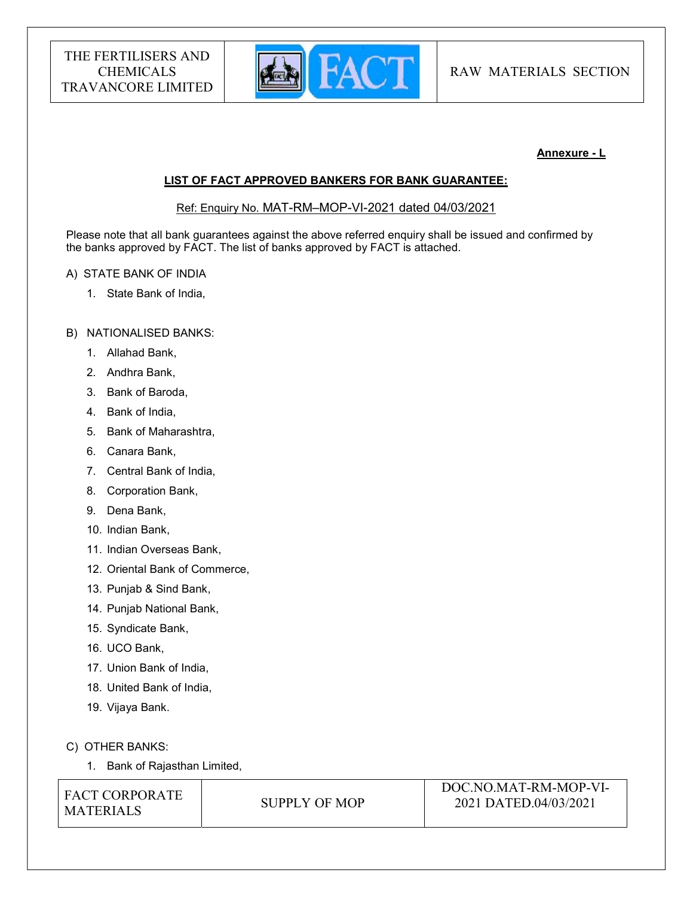**Annexure - L**

**LIST OF FACT APPROVED BANKERS FOR BANK GUARANTEE:**

Ref: Enquiry No. MAT-RM–MOP-VI-2021 dated 04/03/2021

Please note that all bank guarantees against the above referred enquiry shall be issued and confirmed by the banks approved by FACT. The list of banks approved by FACT is attached.

A) STATE BANK OF INDIA

1. State Bank of India,

B) NATIONALISED BANKS:

1. Allahad Bank,
2. Andhra Bank,
3. Bank of Baroda,
4. Bank of India,
5. Bank of Maharashtra,
6. Canara Bank,
7. Central Bank of India,
8. Corporation Bank,
9. Dena Bank,
10. Indian Bank,
11. Indian Overseas Bank,
12. Oriental Bank of Commerce,
13. Punjab & Sind Bank,
14. Punjab National Bank,
15. Syndicate Bank,
16. UCO Bank,
17. Union Bank of India,
18. United Bank of India,
19. Vijaya Bank.

C) OTHER BANKS:

1. Bank of Rajasthan Limited,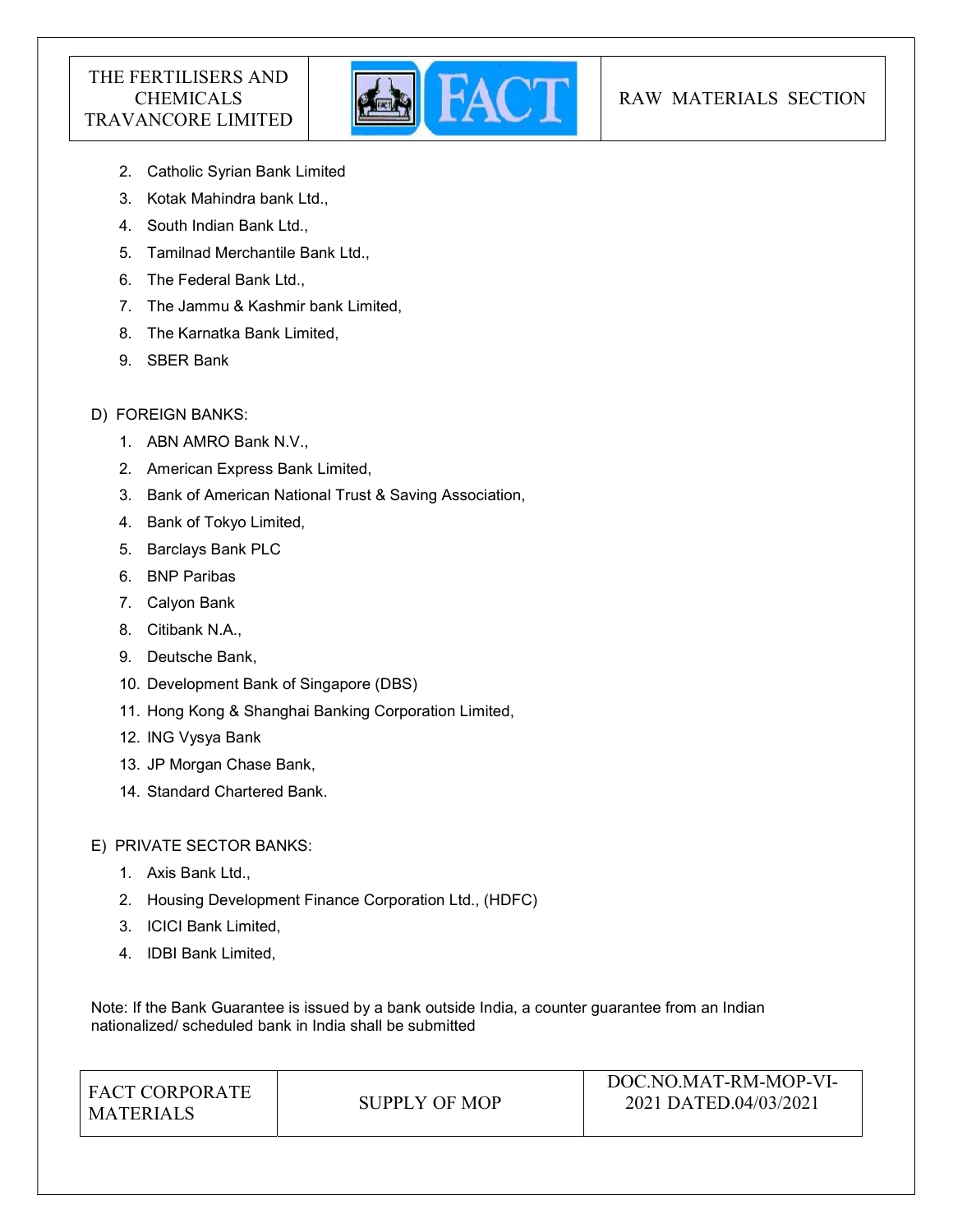2. Catholic Syrian Bank Limited
3. Kotak Mahindra bank Ltd.,
4. South Indian Bank Ltd.,
5. Tamilnad Merchantile Bank Ltd.,
6. The Federal Bank Ltd.,
7. The Jammu & Kashmir bank Limited,
8. The Karnatka Bank Limited,
9. SBER Bank

D) FOREIGN BANKS:

1. ABN AMRO Bank N.V.,
2. American Express Bank Limited,
3. Bank of American National Trust & Saving Association,
4. Bank of Tokyo Limited,
5. Barclays Bank PLC
6. BNP Paribas
7. Calyon Bank
8. Citibank N.A.,
9. Deutsche Bank,
10. Development Bank of Singapore (DBS)
11. Hong Kong & Shanghai Banking Corporation Limited,
12. ING Vysya Bank
13. JP Morgan Chase Bank,
14. Standard Chartered Bank.

E) PRIVATE SECTOR BANKS:

1. Axis Bank Ltd.,
2. Housing Development Finance Corporation Ltd., (HDFC)
3. ICICI Bank Limited,
4. IDBI Bank Limited,

Note: If the Bank Guarantee is issued by a bank outside India, a counter guarantee from an Indian nationalized/ scheduled bank in India shall be submitted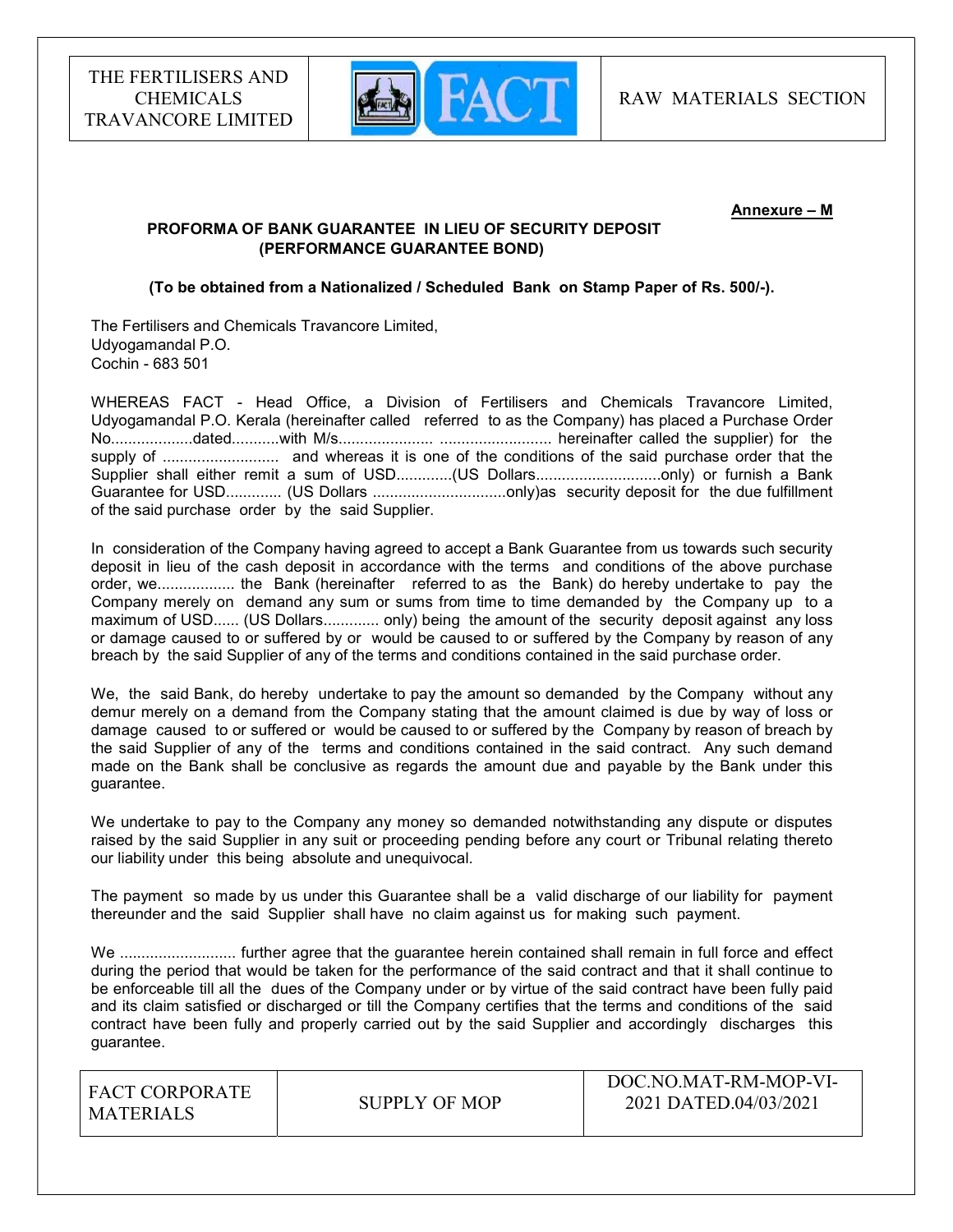**Annexure – M**

**PROFORMA OF BANK GUARANTEE IN LIEU OF SECURITY DEPOSIT (PERFORMANCE GUARANTEE BOND)**

**(To be obtained from a Nationalized / Scheduled Bank on Stamp Paper of Rs. 500/-).**

The Fertilisers and Chemicals Travancore Limited,
Udyogamandal P.O.
Cochin - 683 501

WHEREAS FACT - Head Office, a Division of Fertilisers and Chemicals Travancore Limited, Udyogamandal P.O. Kerala (hereinafter called referred to as the Company) has placed a Purchase Order No...................dated...........with M/s..................... .......................... hereinafter called the supplier) for the supply of ........................... and whereas it is one of the conditions of the said purchase order that the Supplier shall either remit a sum of USD.............(US Dollars.............................only) or furnish a Bank Guarantee for USD............. (US Dollars ...............................only)as security deposit for the due fulfillment of the said purchase order by the said Supplier.

In consideration of the Company having agreed to accept a Bank Guarantee from us towards such security deposit in lieu of the cash deposit in accordance with the terms and conditions of the above purchase order, we.................. the Bank (hereinafter referred to as the Bank) do hereby undertake to pay the Company merely on demand any sum or sums from time to time demanded by the Company up to a maximum of USD...... (US Dollars............. only) being the amount of the security deposit against any loss or damage caused to or suffered by or would be caused to or suffered by the Company by reason of any breach by the said Supplier of any of the terms and conditions contained in the said purchase order.

We, the said Bank, do hereby undertake to pay the amount so demanded by the Company without any demur merely on a demand from the Company stating that the amount claimed is due by way of loss or damage caused to or suffered or would be caused to or suffered by the Company by reason of breach by the said Supplier of any of the terms and conditions contained in the said contract. Any such demand made on the Bank shall be conclusive as regards the amount due and payable by the Bank under this guarantee.

We undertake to pay to the Company any money so demanded notwithstanding any dispute or disputes raised by the said Supplier in any suit or proceeding pending before any court or Tribunal relating thereto our liability under this being absolute and unequivocal.

The payment so made by us under this Guarantee shall be a valid discharge of our liability for payment thereunder and the said Supplier shall have no claim against us for making such payment.

We ........................... further agree that the guarantee herein contained shall remain in full force and effect during the period that would be taken for the performance of the said contract and that it shall continue to be enforceable till all the dues of the Company under or by virtue of the said contract have been fully paid and its claim satisfied or discharged or till the Company certifies that the terms and conditions of the said contract have been fully and properly carried out by the said Supplier and accordingly discharges this guarantee.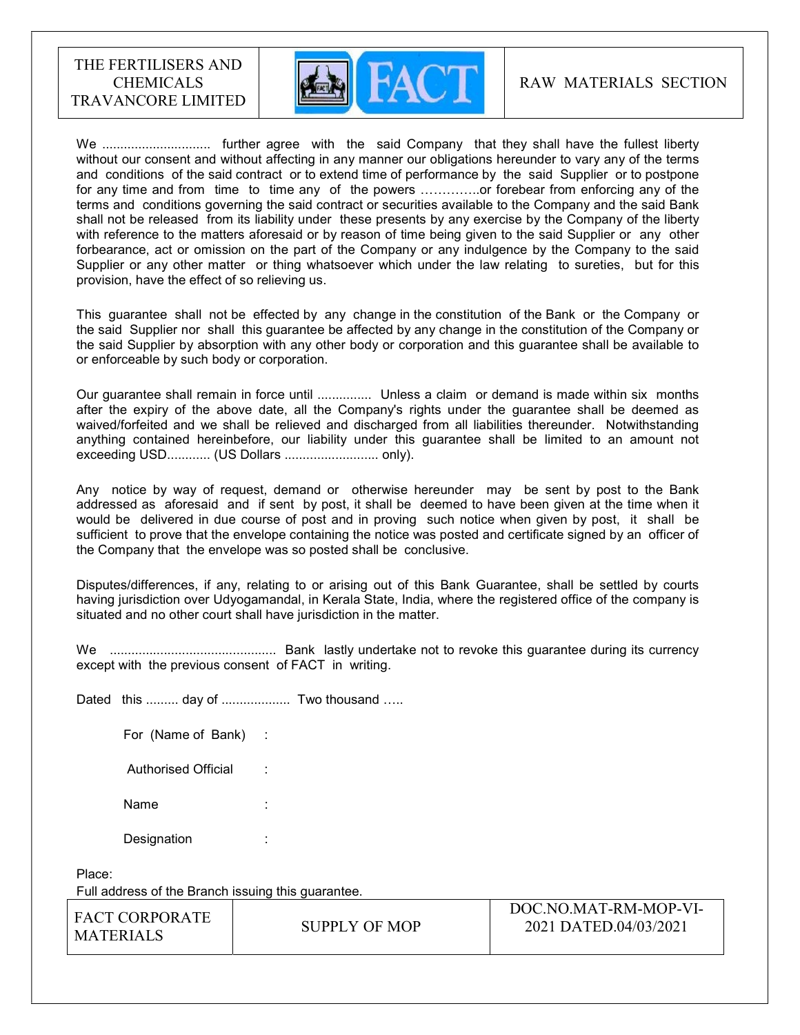We ............................. further agree with the said Company that they shall have the fullest liberty without our consent and without affecting in any manner our obligations hereunder to vary any of the terms and conditions of the said contract or to extend time of performance by the said Supplier or to postpone for any time and from time to time any of the powers …………..or forebear from enforcing any of the terms and conditions governing the said contract or securities available to the Company and the said Bank shall not be released from its liability under these presents by any exercise by the Company of the liberty with reference to the matters aforesaid or by reason of time being given to the said Supplier or any other forbearance, act or omission on the part of the Company or any indulgence by the Company to the said Supplier or any other matter or thing whatsoever which under the law relating to sureties, but for this provision, have the effect of so relieving us.

This guarantee shall not be effected by any change in the constitution of the Bank or the Company or the said Supplier nor shall this guarantee be affected by any change in the constitution of the Company or the said Supplier by absorption with any other body or corporation and this guarantee shall be available to or enforceable by such body or corporation.

Our guarantee shall remain in force until ............... Unless a claim or demand is made within six months after the expiry of the above date, all the Company's rights under the guarantee shall be deemed as waived/forfeited and we shall be relieved and discharged from all liabilities thereunder. Notwithstanding anything contained hereinbefore, our liability under this guarantee shall be limited to an amount not exceeding USD............ (US Dollars .......................... only).

Any notice by way of request, demand or otherwise hereunder may be sent by post to the Bank addressed as aforesaid and if sent by post, it shall be deemed to have been given at the time when it would be delivered in due course of post and in proving such notice when given by post, it shall be sufficient to prove that the envelope containing the notice was posted and certificate signed by an officer of the Company that the envelope was so posted shall be conclusive.

Disputes/differences, if any, relating to or arising out of this Bank Guarantee, shall be settled by courts having jurisdiction over Udyogamandal, in Kerala State, India, where the registered office of the company is situated and no other court shall have jurisdiction in the matter.

We .............................................. Bank lastly undertake not to revoke this guarantee during its currency except with the previous consent of FACT in writing.

Dated this ......... day of .................. Two thousand …..

For (Name of Bank) :

Authorised Official :

Name :

Designation :

Place:

Full address of the Branch issuing this guarantee.